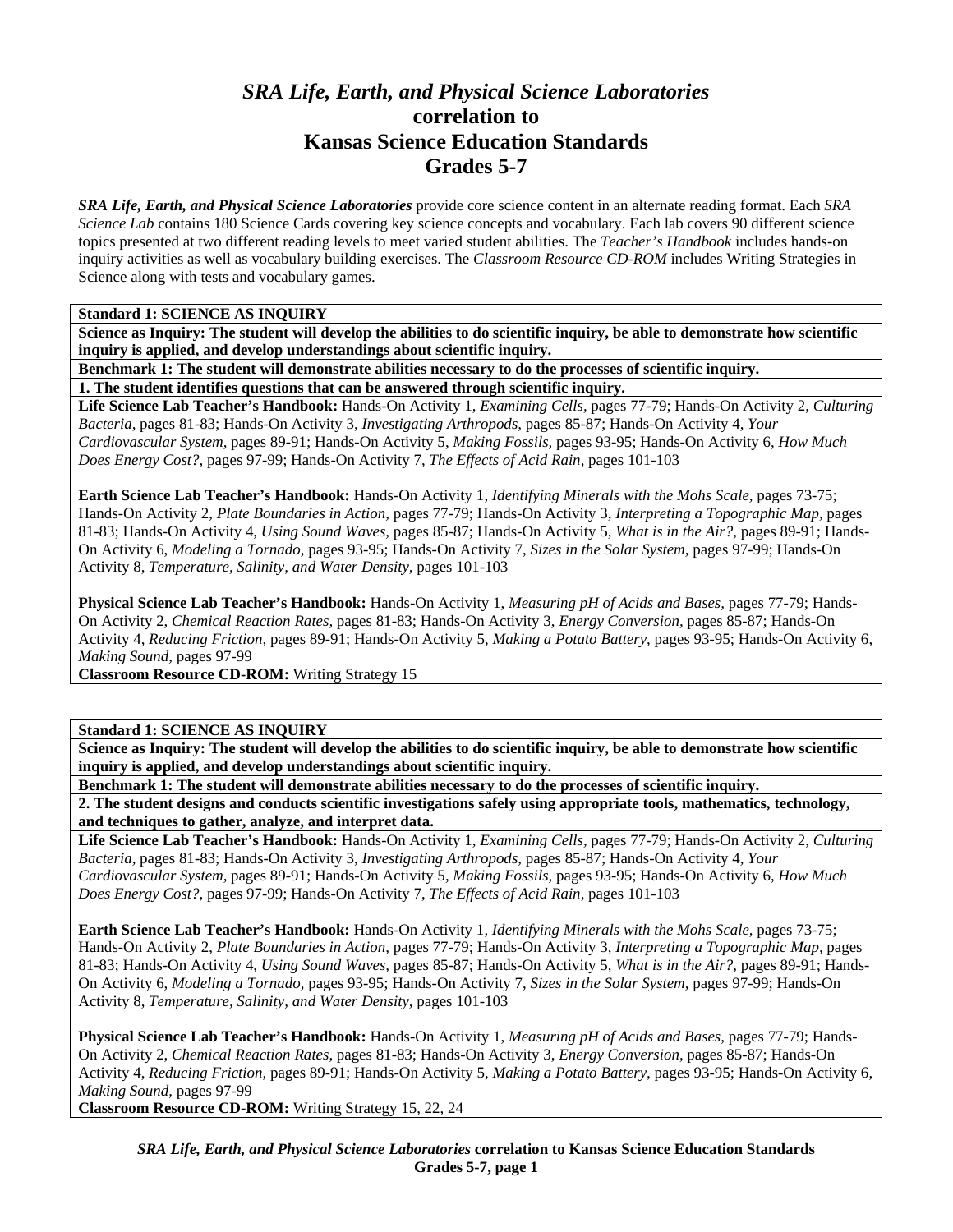# *SRA Life, Earth, and Physical Science Laboratories* correlation to Kansas Science Education Standards Grades 5-7

***SRA Life, Earth, and Physical Science Laboratories*** provide core science content in an alternate reading format. Each *SRA Science Lab* contains 180 Science Cards covering key science concepts and vocabulary. Each lab covers 90 different science topics presented at two different reading levels to meet varied student abilities. The *Teacher's Handbook* includes hands-on inquiry activities as well as vocabulary building exercises. The *Classroom Resource CD-ROM* includes Writing Strategies in Science along with tests and vocabulary games.

**Standard 1: SCIENCE AS INQUIRY**

**Science as Inquiry: The student will develop the abilities to do scientific inquiry, be able to demonstrate how scientific inquiry is applied, and develop understandings about scientific inquiry.**

**Benchmark 1: The student will demonstrate abilities necessary to do the processes of scientific inquiry.**

**1. The student identifies questions that can be answered through scientific inquiry.**

**Life Science Lab Teacher's Handbook:** Hands-On Activity 1, *Examining Cells,* pages 77-79; Hands-On Activity 2, *Culturing Bacteria,* pages 81-83; Hands-On Activity 3, *Investigating Arthropods,* pages 85-87; Hands-On Activity 4, *Your Cardiovascular System,* pages 89-91; Hands-On Activity 5, *Making Fossils,* pages 93-95; Hands-On Activity 6, *How Much Does Energy Cost?,* pages 97-99; Hands-On Activity 7, *The Effects of Acid Rain,* pages 101-103

**Earth Science Lab Teacher's Handbook:** Hands-On Activity 1, *Identifying Minerals with the Mohs Scale,* pages 73-75; Hands-On Activity 2, *Plate Boundaries in Action,* pages 77-79; Hands-On Activity 3, *Interpreting a Topographic Map,* pages 81-83; Hands-On Activity 4, *Using Sound Waves,* pages 85-87; Hands-On Activity 5, *What is in the Air?,* pages 89-91; Hands-On Activity 6, *Modeling a Tornado,* pages 93-95; Hands-On Activity 7, *Sizes in the Solar System,* pages 97-99; Hands-On Activity 8, *Temperature, Salinity, and Water Density,* pages 101-103

**Physical Science Lab Teacher's Handbook:** Hands-On Activity 1, *Measuring pH of Acids and Bases,* pages 77-79; Hands-On Activity 2, *Chemical Reaction Rates,* pages 81-83; Hands-On Activity 3, *Energy Conversion,* pages 85-87; Hands-On Activity 4, *Reducing Friction,* pages 89-91; Hands-On Activity 5, *Making a Potato Battery,* pages 93-95; Hands-On Activity 6, *Making Sound,* pages 97-99

**Classroom Resource CD-ROM:** Writing Strategy 15

**Standard 1: SCIENCE AS INQUIRY**

**Science as Inquiry: The student will develop the abilities to do scientific inquiry, be able to demonstrate how scientific inquiry is applied, and develop understandings about scientific inquiry.**

**Benchmark 1: The student will demonstrate abilities necessary to do the processes of scientific inquiry.**

**2. The student designs and conducts scientific investigations safely using appropriate tools, mathematics, technology, and techniques to gather, analyze, and interpret data.**

**Life Science Lab Teacher's Handbook:** Hands-On Activity 1, *Examining Cells,* pages 77-79; Hands-On Activity 2, *Culturing Bacteria,* pages 81-83; Hands-On Activity 3, *Investigating Arthropods,* pages 85-87; Hands-On Activity 4, *Your Cardiovascular System,* pages 89-91; Hands-On Activity 5, *Making Fossils,* pages 93-95; Hands-On Activity 6, *How Much Does Energy Cost?,* pages 97-99; Hands-On Activity 7, *The Effects of Acid Rain,* pages 101-103

**Earth Science Lab Teacher's Handbook:** Hands-On Activity 1, *Identifying Minerals with the Mohs Scale,* pages 73-75; Hands-On Activity 2, *Plate Boundaries in Action,* pages 77-79; Hands-On Activity 3, *Interpreting a Topographic Map,* pages 81-83; Hands-On Activity 4, *Using Sound Waves,* pages 85-87; Hands-On Activity 5, *What is in the Air?,* pages 89-91; Hands-On Activity 6, *Modeling a Tornado,* pages 93-95; Hands-On Activity 7, *Sizes in the Solar System,* pages 97-99; Hands-On Activity 8, *Temperature, Salinity, and Water Density,* pages 101-103

**Physical Science Lab Teacher's Handbook:** Hands-On Activity 1, *Measuring pH of Acids and Bases,* pages 77-79; Hands-On Activity 2, *Chemical Reaction Rates,* pages 81-83; Hands-On Activity 3, *Energy Conversion,* pages 85-87; Hands-On Activity 4, *Reducing Friction,* pages 89-91; Hands-On Activity 5, *Making a Potato Battery,* pages 93-95; Hands-On Activity 6, *Making Sound,* pages 97-99

**Classroom Resource CD-ROM:** Writing Strategy 15, 22, 24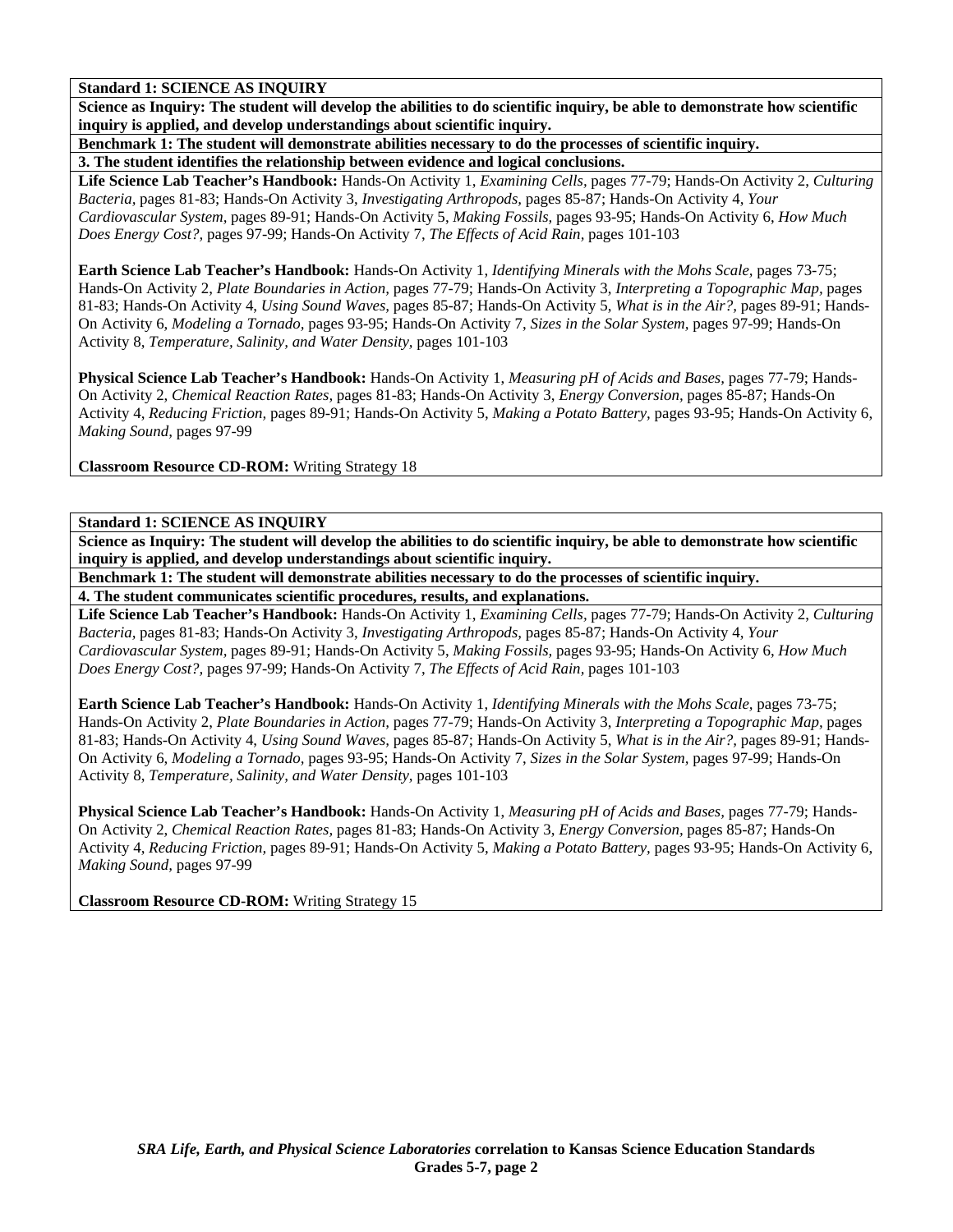**Standard 1: SCIENCE AS INQUIRY**

**Science as Inquiry: The student will develop the abilities to do scientific inquiry, be able to demonstrate how scientific inquiry is applied, and develop understandings about scientific inquiry.**

**Benchmark 1: The student will demonstrate abilities necessary to do the processes of scientific inquiry.**

**3. The student identifies the relationship between evidence and logical conclusions.**

**Life Science Lab Teacher's Handbook:** Hands-On Activity 1, *Examining Cells*, pages 77-79; Hands-On Activity 2, *Culturing Bacteria,* pages 81-83; Hands-On Activity 3, *Investigating Arthropods,* pages 85-87; Hands-On Activity 4, *Your Cardiovascular System,* pages 89-91; Hands-On Activity 5, *Making Fossils*, pages 93-95; Hands-On Activity 6, *How Much Does Energy Cost?,* pages 97-99; Hands-On Activity 7, *The Effects of Acid Rain*, pages 101-103

**Earth Science Lab Teacher's Handbook:** Hands-On Activity 1, *Identifying Minerals with the Mohs Scale*, pages 73-75; Hands-On Activity 2, *Plate Boundaries in Action*, pages 77-79; Hands-On Activity 3, *Interpreting a Topographic Map*, pages 81-83; Hands-On Activity 4, *Using Sound Waves,* pages 85-87; Hands-On Activity 5, *What is in the Air?,* pages 89-91; Hands-On Activity 6, *Modeling a Tornado,* pages 93-95; Hands-On Activity 7, *Sizes in the Solar System,* pages 97-99; Hands-On Activity 8, *Temperature, Salinity, and Water Density,* pages 101-103

**Physical Science Lab Teacher's Handbook:** Hands-On Activity 1, *Measuring pH of Acids and Bases,* pages 77-79; Hands-On Activity 2, *Chemical Reaction Rates,* pages 81-83; Hands-On Activity 3, *Energy Conversion,* pages 85-87; Hands-On Activity 4, *Reducing Friction,* pages 89-91; Hands-On Activity 5, *Making a Potato Battery,* pages 93-95; Hands-On Activity 6, *Making Sound,* pages 97-99

**Classroom Resource CD-ROM:** Writing Strategy 18

---

**Standard 1: SCIENCE AS INQUIRY**

**Science as Inquiry: The student will develop the abilities to do scientific inquiry, be able to demonstrate how scientific inquiry is applied, and develop understandings about scientific inquiry.**

**Benchmark 1: The student will demonstrate abilities necessary to do the processes of scientific inquiry.**

**4. The student communicates scientific procedures, results, and explanations.**

**Life Science Lab Teacher's Handbook:** Hands-On Activity 1, *Examining Cells*, pages 77-79; Hands-On Activity 2, *Culturing Bacteria,* pages 81-83; Hands-On Activity 3, *Investigating Arthropods,* pages 85-87; Hands-On Activity 4, *Your Cardiovascular System,* pages 89-91; Hands-On Activity 5, *Making Fossils*, pages 93-95; Hands-On Activity 6, *How Much Does Energy Cost?,* pages 97-99; Hands-On Activity 7, *The Effects of Acid Rain*, pages 101-103

**Earth Science Lab Teacher's Handbook:** Hands-On Activity 1, *Identifying Minerals with the Mohs Scale*, pages 73-75; Hands-On Activity 2, *Plate Boundaries in Action*, pages 77-79; Hands-On Activity 3, *Interpreting a Topographic Map*, pages 81-83; Hands-On Activity 4, *Using Sound Waves,* pages 85-87; Hands-On Activity 5, *What is in the Air?,* pages 89-91; Hands-On Activity 6, *Modeling a Tornado,* pages 93-95; Hands-On Activity 7, *Sizes in the Solar System,* pages 97-99; Hands-On Activity 8, *Temperature, Salinity, and Water Density,* pages 101-103

**Physical Science Lab Teacher's Handbook:** Hands-On Activity 1, *Measuring pH of Acids and Bases,* pages 77-79; Hands-On Activity 2, *Chemical Reaction Rates,* pages 81-83; Hands-On Activity 3, *Energy Conversion,* pages 85-87; Hands-On Activity 4, *Reducing Friction,* pages 89-91; Hands-On Activity 5, *Making a Potato Battery,* pages 93-95; Hands-On Activity 6, *Making Sound,* pages 97-99

**Classroom Resource CD-ROM:** Writing Strategy 15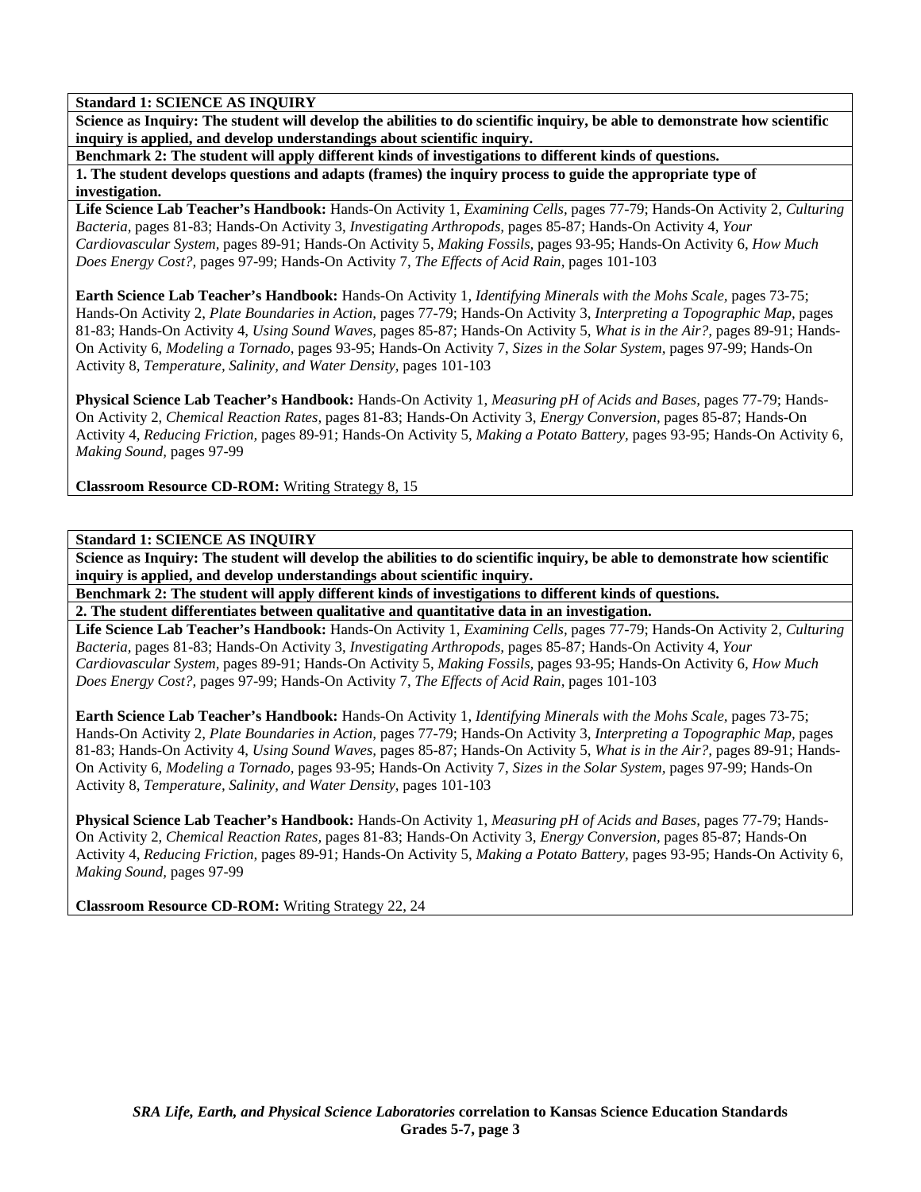**Standard 1: SCIENCE AS INQUIRY**

**Science as Inquiry: The student will develop the abilities to do scientific inquiry, be able to demonstrate how scientific inquiry is applied, and develop understandings about scientific inquiry.**

**Benchmark 2: The student will apply different kinds of investigations to different kinds of questions.**

**1. The student develops questions and adapts (frames) the inquiry process to guide the appropriate type of investigation.**

**Life Science Lab Teacher's Handbook:** Hands-On Activity 1, *Examining Cells*, pages 77-79; Hands-On Activity 2, *Culturing Bacteria*, pages 81-83; Hands-On Activity 3, *Investigating Arthropods*, pages 85-87; Hands-On Activity 4, *Your Cardiovascular System*, pages 89-91; Hands-On Activity 5, *Making Fossils*, pages 93-95; Hands-On Activity 6, *How Much Does Energy Cost?*, pages 97-99; Hands-On Activity 7, *The Effects of Acid Rain*, pages 101-103

**Earth Science Lab Teacher's Handbook:** Hands-On Activity 1, *Identifying Minerals with the Mohs Scale*, pages 73-75; Hands-On Activity 2, *Plate Boundaries in Action*, pages 77-79; Hands-On Activity 3, *Interpreting a Topographic Map*, pages 81-83; Hands-On Activity 4, *Using Sound Waves*, pages 85-87; Hands-On Activity 5, *What is in the Air?*, pages 89-91; Hands-On Activity 6, *Modeling a Tornado*, pages 93-95; Hands-On Activity 7, *Sizes in the Solar System*, pages 97-99; Hands-On Activity 8, *Temperature, Salinity, and Water Density*, pages 101-103

**Physical Science Lab Teacher's Handbook:** Hands-On Activity 1, *Measuring pH of Acids and Bases*, pages 77-79; Hands-On Activity 2, *Chemical Reaction Rates*, pages 81-83; Hands-On Activity 3, *Energy Conversion*, pages 85-87; Hands-On Activity 4, *Reducing Friction*, pages 89-91; Hands-On Activity 5, *Making a Potato Battery*, pages 93-95; Hands-On Activity 6, *Making Sound*, pages 97-99

**Classroom Resource CD-ROM:** Writing Strategy 8, 15

**Standard 1: SCIENCE AS INQUIRY**

**Science as Inquiry: The student will develop the abilities to do scientific inquiry, be able to demonstrate how scientific inquiry is applied, and develop understandings about scientific inquiry.**

**Benchmark 2: The student will apply different kinds of investigations to different kinds of questions.**

**2. The student differentiates between qualitative and quantitative data in an investigation.**

**Life Science Lab Teacher's Handbook:** Hands-On Activity 1, *Examining Cells*, pages 77-79; Hands-On Activity 2, *Culturing Bacteria*, pages 81-83; Hands-On Activity 3, *Investigating Arthropods*, pages 85-87; Hands-On Activity 4, *Your Cardiovascular System*, pages 89-91; Hands-On Activity 5, *Making Fossils*, pages 93-95; Hands-On Activity 6, *How Much Does Energy Cost?*, pages 97-99; Hands-On Activity 7, *The Effects of Acid Rain*, pages 101-103

**Earth Science Lab Teacher's Handbook:** Hands-On Activity 1, *Identifying Minerals with the Mohs Scale*, pages 73-75; Hands-On Activity 2, *Plate Boundaries in Action*, pages 77-79; Hands-On Activity 3, *Interpreting a Topographic Map*, pages 81-83; Hands-On Activity 4, *Using Sound Waves*, pages 85-87; Hands-On Activity 5, *What is in the Air?*, pages 89-91; Hands-On Activity 6, *Modeling a Tornado*, pages 93-95; Hands-On Activity 7, *Sizes in the Solar System*, pages 97-99; Hands-On Activity 8, *Temperature, Salinity, and Water Density*, pages 101-103

**Physical Science Lab Teacher's Handbook:** Hands-On Activity 1, *Measuring pH of Acids and Bases*, pages 77-79; Hands-On Activity 2, *Chemical Reaction Rates*, pages 81-83; Hands-On Activity 3, *Energy Conversion*, pages 85-87; Hands-On Activity 4, *Reducing Friction*, pages 89-91; Hands-On Activity 5, *Making a Potato Battery*, pages 93-95; Hands-On Activity 6, *Making Sound*, pages 97-99

**Classroom Resource CD-ROM:** Writing Strategy 22, 24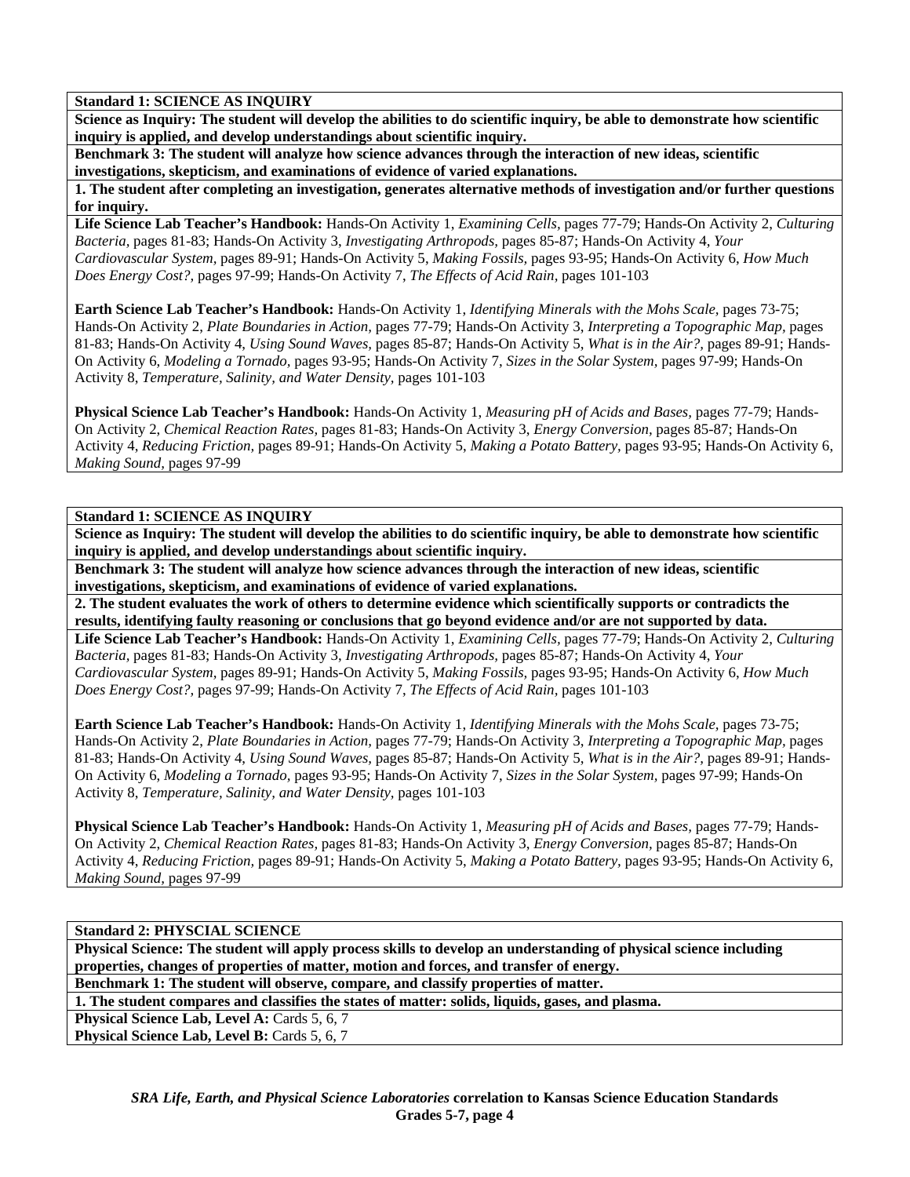**Standard 1: SCIENCE AS INQUIRY**

**Science as Inquiry: The student will develop the abilities to do scientific inquiry, be able to demonstrate how scientific inquiry is applied, and develop understandings about scientific inquiry.**

**Benchmark 3: The student will analyze how science advances through the interaction of new ideas, scientific investigations, skepticism, and examinations of evidence of varied explanations.**

**1. The student after completing an investigation, generates alternative methods of investigation and/or further questions for inquiry.**

**Life Science Lab Teacher's Handbook:** Hands-On Activity 1, *Examining Cells,* pages 77-79; Hands-On Activity 2, *Culturing Bacteria,* pages 81-83; Hands-On Activity 3, *Investigating Arthropods,* pages 85-87; Hands-On Activity 4, *Your Cardiovascular System,* pages 89-91; Hands-On Activity 5, *Making Fossils,* pages 93-95; Hands-On Activity 6, *How Much Does Energy Cost?,* pages 97-99; Hands-On Activity 7, *The Effects of Acid Rain,* pages 101-103

**Earth Science Lab Teacher's Handbook:** Hands-On Activity 1, *Identifying Minerals with the Mohs Scale,* pages 73-75; Hands-On Activity 2, *Plate Boundaries in Action,* pages 77-79; Hands-On Activity 3, *Interpreting a Topographic Map,* pages 81-83; Hands-On Activity 4, *Using Sound Waves,* pages 85-87; Hands-On Activity 5, *What is in the Air?,* pages 89-91; Hands-On Activity 6, *Modeling a Tornado,* pages 93-95; Hands-On Activity 7, *Sizes in the Solar System,* pages 97-99; Hands-On Activity 8, *Temperature, Salinity, and Water Density,* pages 101-103

**Physical Science Lab Teacher's Handbook:** Hands-On Activity 1, *Measuring pH of Acids and Bases,* pages 77-79; Hands-On Activity 2, *Chemical Reaction Rates,* pages 81-83; Hands-On Activity 3, *Energy Conversion,* pages 85-87; Hands-On Activity 4, *Reducing Friction,* pages 89-91; Hands-On Activity 5, *Making a Potato Battery,* pages 93-95; Hands-On Activity 6, *Making Sound,* pages 97-99

**Standard 1: SCIENCE AS INQUIRY**

**Science as Inquiry: The student will develop the abilities to do scientific inquiry, be able to demonstrate how scientific inquiry is applied, and develop understandings about scientific inquiry.**

**Benchmark 3: The student will analyze how science advances through the interaction of new ideas, scientific investigations, skepticism, and examinations of evidence of varied explanations.**

**2. The student evaluates the work of others to determine evidence which scientifically supports or contradicts the results, identifying faulty reasoning or conclusions that go beyond evidence and/or are not supported by data.**

**Life Science Lab Teacher's Handbook:** Hands-On Activity 1, *Examining Cells,* pages 77-79; Hands-On Activity 2, *Culturing Bacteria,* pages 81-83; Hands-On Activity 3, *Investigating Arthropods,* pages 85-87; Hands-On Activity 4, *Your Cardiovascular System,* pages 89-91; Hands-On Activity 5, *Making Fossils,* pages 93-95; Hands-On Activity 6, *How Much Does Energy Cost?,* pages 97-99; Hands-On Activity 7, *The Effects of Acid Rain,* pages 101-103

**Earth Science Lab Teacher's Handbook:** Hands-On Activity 1, *Identifying Minerals with the Mohs Scale,* pages 73-75; Hands-On Activity 2, *Plate Boundaries in Action,* pages 77-79; Hands-On Activity 3, *Interpreting a Topographic Map,* pages 81-83; Hands-On Activity 4, *Using Sound Waves,* pages 85-87; Hands-On Activity 5, *What is in the Air?,* pages 89-91; Hands-On Activity 6, *Modeling a Tornado,* pages 93-95; Hands-On Activity 7, *Sizes in the Solar System,* pages 97-99; Hands-On Activity 8, *Temperature, Salinity, and Water Density,* pages 101-103

**Physical Science Lab Teacher's Handbook:** Hands-On Activity 1, *Measuring pH of Acids and Bases,* pages 77-79; Hands-On Activity 2, *Chemical Reaction Rates,* pages 81-83; Hands-On Activity 3, *Energy Conversion,* pages 85-87; Hands-On Activity 4, *Reducing Friction,* pages 89-91; Hands-On Activity 5, *Making a Potato Battery,* pages 93-95; Hands-On Activity 6, *Making Sound,* pages 97-99

**Standard 2: PHYSCIAL SCIENCE**

**Physical Science: The student will apply process skills to develop an understanding of physical science including properties, changes of properties of matter, motion and forces, and transfer of energy.**

**Benchmark 1: The student will observe, compare, and classify properties of matter.**

**1. The student compares and classifies the states of matter: solids, liquids, gases, and plasma.**

**Physical Science Lab, Level A:** Cards 5, 6, 7
**Physical Science Lab, Level B:** Cards 5, 6, 7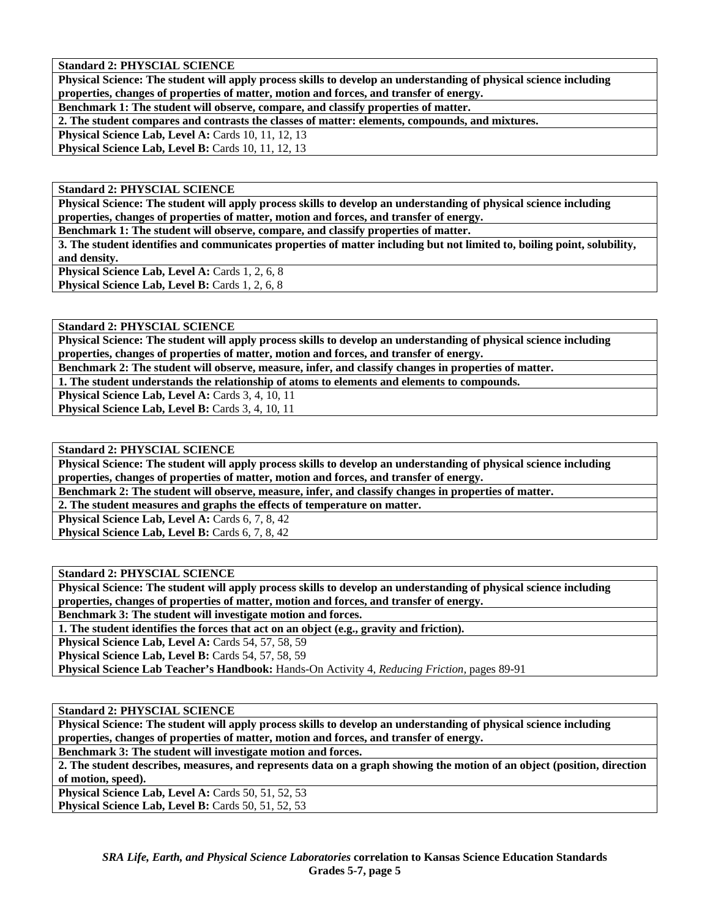**Standard 2: PHYSCIAL SCIENCE**

**Physical Science: The student will apply process skills to develop an understanding of physical science including properties, changes of properties of matter, motion and forces, and transfer of energy.**

**Benchmark 1: The student will observe, compare, and classify properties of matter.**

**2. The student compares and contrasts the classes of matter: elements, compounds, and mixtures.**

**Physical Science Lab, Level A:** Cards 10, 11, 12, 13

**Physical Science Lab, Level B:** Cards 10, 11, 12, 13

**Standard 2: PHYSCIAL SCIENCE**

**Physical Science: The student will apply process skills to develop an understanding of physical science including properties, changes of properties of matter, motion and forces, and transfer of energy.**

**Benchmark 1: The student will observe, compare, and classify properties of matter.**

**3. The student identifies and communicates properties of matter including but not limited to, boiling point, solubility, and density.**

**Physical Science Lab, Level A:** Cards 1, 2, 6, 8

**Physical Science Lab, Level B:** Cards 1, 2, 6, 8

**Standard 2: PHYSCIAL SCIENCE**

**Physical Science: The student will apply process skills to develop an understanding of physical science including properties, changes of properties of matter, motion and forces, and transfer of energy.**

**Benchmark 2: The student will observe, measure, infer, and classify changes in properties of matter.**

**1. The student understands the relationship of atoms to elements and elements to compounds.**

**Physical Science Lab, Level A:** Cards 3, 4, 10, 11

**Physical Science Lab, Level B:** Cards 3, 4, 10, 11

**Standard 2: PHYSCIAL SCIENCE**

**Physical Science: The student will apply process skills to develop an understanding of physical science including properties, changes of properties of matter, motion and forces, and transfer of energy.**

**Benchmark 2: The student will observe, measure, infer, and classify changes in properties of matter.**

**2. The student measures and graphs the effects of temperature on matter.**

**Physical Science Lab, Level A:** Cards 6, 7, 8, 42

**Physical Science Lab, Level B:** Cards 6, 7, 8, 42

**Standard 2: PHYSCIAL SCIENCE**

**Physical Science: The student will apply process skills to develop an understanding of physical science including properties, changes of properties of matter, motion and forces, and transfer of energy.**

**Benchmark 3: The student will investigate motion and forces.**

**1. The student identifies the forces that act on an object (e.g., gravity and friction).**

**Physical Science Lab, Level A:** Cards 54, 57, 58, 59

**Physical Science Lab, Level B:** Cards 54, 57, 58, 59

**Physical Science Lab Teacher's Handbook:** Hands-On Activity 4, *Reducing Friction,* pages 89-91

**Standard 2: PHYSCIAL SCIENCE**

**Physical Science: The student will apply process skills to develop an understanding of physical science including properties, changes of properties of matter, motion and forces, and transfer of energy.**

**Benchmark 3: The student will investigate motion and forces.**

**2. The student describes, measures, and represents data on a graph showing the motion of an object (position, direction of motion, speed).**

**Physical Science Lab, Level A:** Cards 50, 51, 52, 53

**Physical Science Lab, Level B:** Cards 50, 51, 52, 53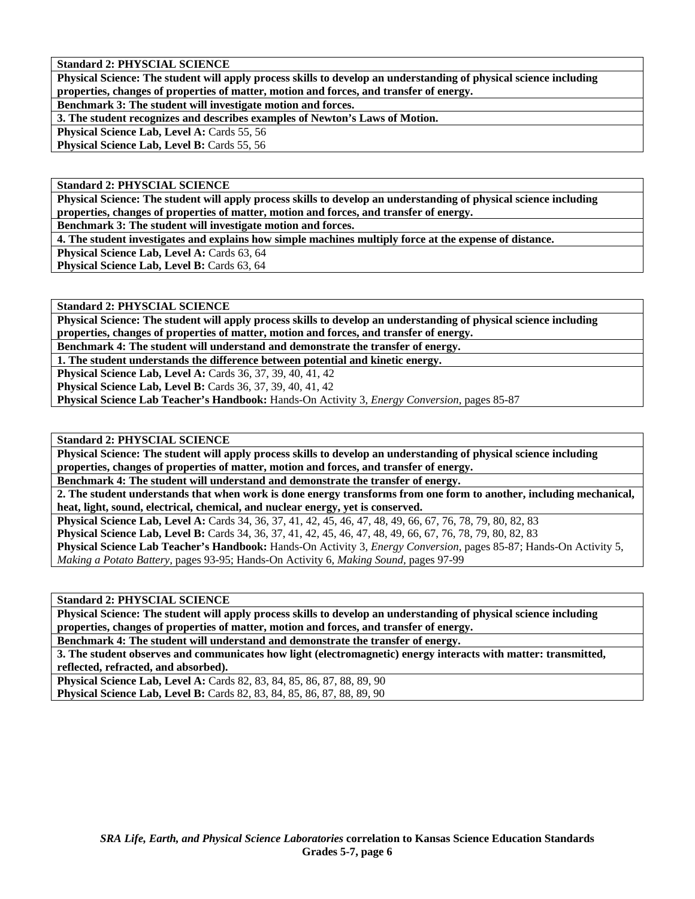**Standard 2: PHYSCIAL SCIENCE**

**Physical Science: The student will apply process skills to develop an understanding of physical science including properties, changes of properties of matter, motion and forces, and transfer of energy.**

**Benchmark 3: The student will investigate motion and forces.**

**3. The student recognizes and describes examples of Newton's Laws of Motion.**

**Physical Science Lab, Level A:** Cards 55, 56

**Physical Science Lab, Level B:** Cards 55, 56

**Standard 2: PHYSCIAL SCIENCE**

**Physical Science: The student will apply process skills to develop an understanding of physical science including properties, changes of properties of matter, motion and forces, and transfer of energy.**

**Benchmark 3: The student will investigate motion and forces.**

**4. The student investigates and explains how simple machines multiply force at the expense of distance.**

**Physical Science Lab, Level A:** Cards 63, 64

**Physical Science Lab, Level B:** Cards 63, 64

**Standard 2: PHYSCIAL SCIENCE**

**Physical Science: The student will apply process skills to develop an understanding of physical science including properties, changes of properties of matter, motion and forces, and transfer of energy.**

**Benchmark 4: The student will understand and demonstrate the transfer of energy.**

**1. The student understands the difference between potential and kinetic energy.**

**Physical Science Lab, Level A:** Cards 36, 37, 39, 40, 41, 42

**Physical Science Lab, Level B:** Cards 36, 37, 39, 40, 41, 42

**Physical Science Lab Teacher's Handbook:** Hands-On Activity 3, *Energy Conversion,* pages 85-87

**Standard 2: PHYSCIAL SCIENCE**

**Physical Science: The student will apply process skills to develop an understanding of physical science including properties, changes of properties of matter, motion and forces, and transfer of energy.**

**Benchmark 4: The student will understand and demonstrate the transfer of energy.**

**2. The student understands that when work is done energy transforms from one form to another, including mechanical, heat, light, sound, electrical, chemical, and nuclear energy, yet is conserved.**

**Physical Science Lab, Level A:** Cards 34, 36, 37, 41, 42, 45, 46, 47, 48, 49, 66, 67, 76, 78, 79, 80, 82, 83

**Physical Science Lab, Level B:** Cards 34, 36, 37, 41, 42, 45, 46, 47, 48, 49, 66, 67, 76, 78, 79, 80, 82, 83

**Physical Science Lab Teacher's Handbook:** Hands-On Activity 3, *Energy Conversion,* pages 85-87; Hands-On Activity 5, *Making a Potato Battery,* pages 93-95; Hands-On Activity 6, *Making Sound,* pages 97-99

**Standard 2: PHYSCIAL SCIENCE**

**Physical Science: The student will apply process skills to develop an understanding of physical science including properties, changes of properties of matter, motion and forces, and transfer of energy.**

**Benchmark 4: The student will understand and demonstrate the transfer of energy.**

**3. The student observes and communicates how light (electromagnetic) energy interacts with matter: transmitted, reflected, refracted, and absorbed).**

**Physical Science Lab, Level A:** Cards 82, 83, 84, 85, 86, 87, 88, 89, 90

**Physical Science Lab, Level B:** Cards 82, 83, 84, 85, 86, 87, 88, 89, 90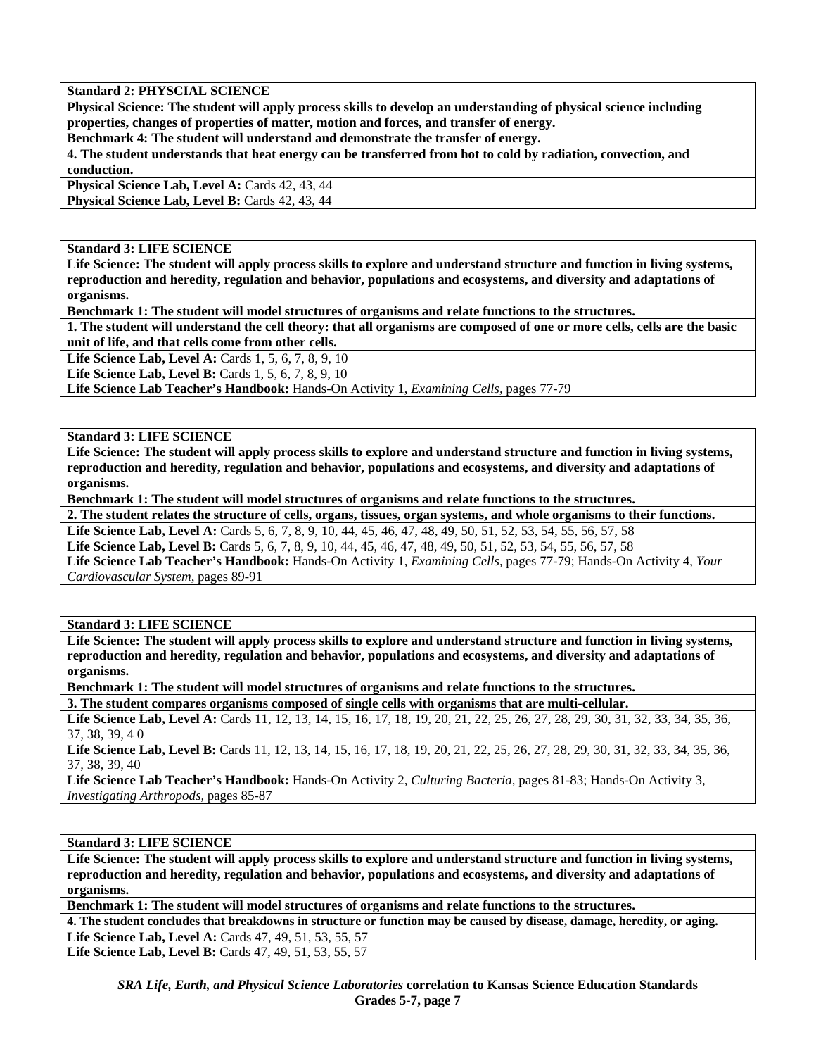**Standard 2: PHYSCIAL SCIENCE**

**Physical Science: The student will apply process skills to develop an understanding of physical science including properties, changes of properties of matter, motion and forces, and transfer of energy.**

**Benchmark 4: The student will understand and demonstrate the transfer of energy.**

**4. The student understands that heat energy can be transferred from hot to cold by radiation, convection, and conduction.**

**Physical Science Lab, Level A:** Cards 42, 43, 44
**Physical Science Lab, Level B:** Cards 42, 43, 44

**Standard 3: LIFE SCIENCE**

**Life Science: The student will apply process skills to explore and understand structure and function in living systems, reproduction and heredity, regulation and behavior, populations and ecosystems, and diversity and adaptations of organisms.**

**Benchmark 1: The student will model structures of organisms and relate functions to the structures.**

**1. The student will understand the cell theory: that all organisms are composed of one or more cells, cells are the basic unit of life, and that cells come from other cells.**

**Life Science Lab, Level A:** Cards 1, 5, 6, 7, 8, 9, 10
**Life Science Lab, Level B:** Cards 1, 5, 6, 7, 8, 9, 10
**Life Science Lab Teacher's Handbook:** Hands-On Activity 1, *Examining Cells,* pages 77-79

**Standard 3: LIFE SCIENCE**

**Life Science: The student will apply process skills to explore and understand structure and function in living systems, reproduction and heredity, regulation and behavior, populations and ecosystems, and diversity and adaptations of organisms.**

**Benchmark 1: The student will model structures of organisms and relate functions to the structures.**

**2. The student relates the structure of cells, organs, tissues, organ systems, and whole organisms to their functions.**

**Life Science Lab, Level A:** Cards 5, 6, 7, 8, 9, 10, 44, 45, 46, 47, 48, 49, 50, 51, 52, 53, 54, 55, 56, 57, 58
**Life Science Lab, Level B:** Cards 5, 6, 7, 8, 9, 10, 44, 45, 46, 47, 48, 49, 50, 51, 52, 53, 54, 55, 56, 57, 58
**Life Science Lab Teacher's Handbook:** Hands-On Activity 1, *Examining Cells,* pages 77-79; Hands-On Activity 4, *Your Cardiovascular System,* pages 89-91

**Standard 3: LIFE SCIENCE**

**Life Science: The student will apply process skills to explore and understand structure and function in living systems, reproduction and heredity, regulation and behavior, populations and ecosystems, and diversity and adaptations of organisms.**

**Benchmark 1: The student will model structures of organisms and relate functions to the structures.**

**3. The student compares organisms composed of single cells with organisms that are multi-cellular.**

**Life Science Lab, Level A:** Cards 11, 12, 13, 14, 15, 16, 17, 18, 19, 20, 21, 22, 25, 26, 27, 28, 29, 30, 31, 32, 33, 34, 35, 36, 37, 38, 39, 4 0
**Life Science Lab, Level B:** Cards 11, 12, 13, 14, 15, 16, 17, 18, 19, 20, 21, 22, 25, 26, 27, 28, 29, 30, 31, 32, 33, 34, 35, 36, 37, 38, 39, 40
**Life Science Lab Teacher's Handbook:** Hands-On Activity 2, *Culturing Bacteria,* pages 81-83; Hands-On Activity 3, *Investigating Arthropods,* pages 85-87

**Standard 3: LIFE SCIENCE**

**Life Science: The student will apply process skills to explore and understand structure and function in living systems, reproduction and heredity, regulation and behavior, populations and ecosystems, and diversity and adaptations of organisms.**

**Benchmark 1: The student will model structures of organisms and relate functions to the structures.**

**4. The student concludes that breakdowns in structure or function may be caused by disease, damage, heredity, or aging.**

**Life Science Lab, Level A:** Cards 47, 49, 51, 53, 55, 57
**Life Science Lab, Level B:** Cards 47, 49, 51, 53, 55, 57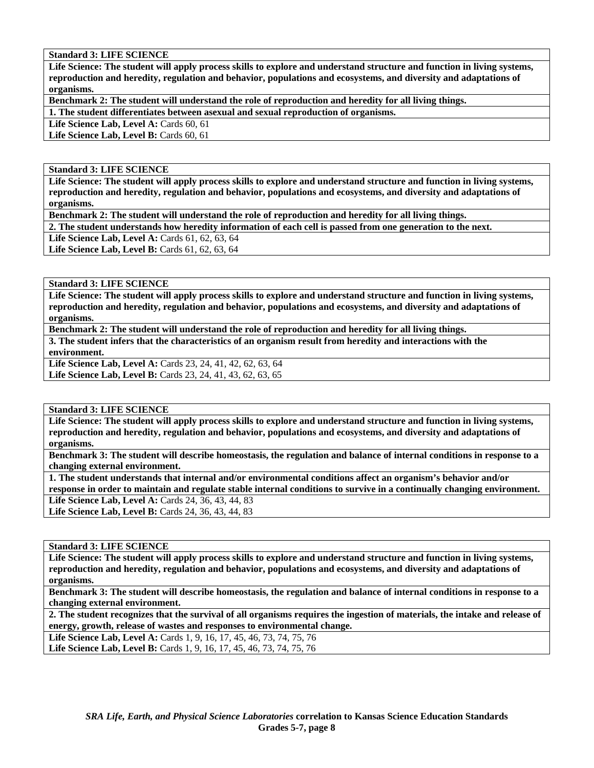**Standard 3: LIFE SCIENCE**

**Life Science: The student will apply process skills to explore and understand structure and function in living systems, reproduction and heredity, regulation and behavior, populations and ecosystems, and diversity and adaptations of organisms.**

**Benchmark 2: The student will understand the role of reproduction and heredity for all living things.**

**1. The student differentiates between asexual and sexual reproduction of organisms.**

**Life Science Lab, Level A:** Cards 60, 61
**Life Science Lab, Level B:** Cards 60, 61

**Standard 3: LIFE SCIENCE**

**Life Science: The student will apply process skills to explore and understand structure and function in living systems, reproduction and heredity, regulation and behavior, populations and ecosystems, and diversity and adaptations of organisms.**

**Benchmark 2: The student will understand the role of reproduction and heredity for all living things.**

**2. The student understands how heredity information of each cell is passed from one generation to the next.**

**Life Science Lab, Level A:** Cards 61, 62, 63, 64
**Life Science Lab, Level B:** Cards 61, 62, 63, 64

**Standard 3: LIFE SCIENCE**

**Life Science: The student will apply process skills to explore and understand structure and function in living systems, reproduction and heredity, regulation and behavior, populations and ecosystems, and diversity and adaptations of organisms.**

**Benchmark 2: The student will understand the role of reproduction and heredity for all living things.**

**3. The student infers that the characteristics of an organism result from heredity and interactions with the environment.**

**Life Science Lab, Level A:** Cards 23, 24, 41, 42, 62, 63, 64
**Life Science Lab, Level B:** Cards 23, 24, 41, 43, 62, 63, 65

**Standard 3: LIFE SCIENCE**

**Life Science: The student will apply process skills to explore and understand structure and function in living systems, reproduction and heredity, regulation and behavior, populations and ecosystems, and diversity and adaptations of organisms.**

**Benchmark 3: The student will describe homeostasis, the regulation and balance of internal conditions in response to a changing external environment.**

**1. The student understands that internal and/or environmental conditions affect an organism's behavior and/or response in order to maintain and regulate stable internal conditions to survive in a continually changing environment.**

**Life Science Lab, Level A:** Cards 24, 36, 43, 44, 83
**Life Science Lab, Level B:** Cards 24, 36, 43, 44, 83

**Standard 3: LIFE SCIENCE**

**Life Science: The student will apply process skills to explore and understand structure and function in living systems, reproduction and heredity, regulation and behavior, populations and ecosystems, and diversity and adaptations of organisms.**

**Benchmark 3: The student will describe homeostasis, the regulation and balance of internal conditions in response to a changing external environment.**

**2. The student recognizes that the survival of all organisms requires the ingestion of materials, the intake and release of energy, growth, release of wastes and responses to environmental change.**

**Life Science Lab, Level A:** Cards 1, 9, 16, 17, 45, 46, 73, 74, 75, 76
**Life Science Lab, Level B:** Cards 1, 9, 16, 17, 45, 46, 73, 74, 75, 76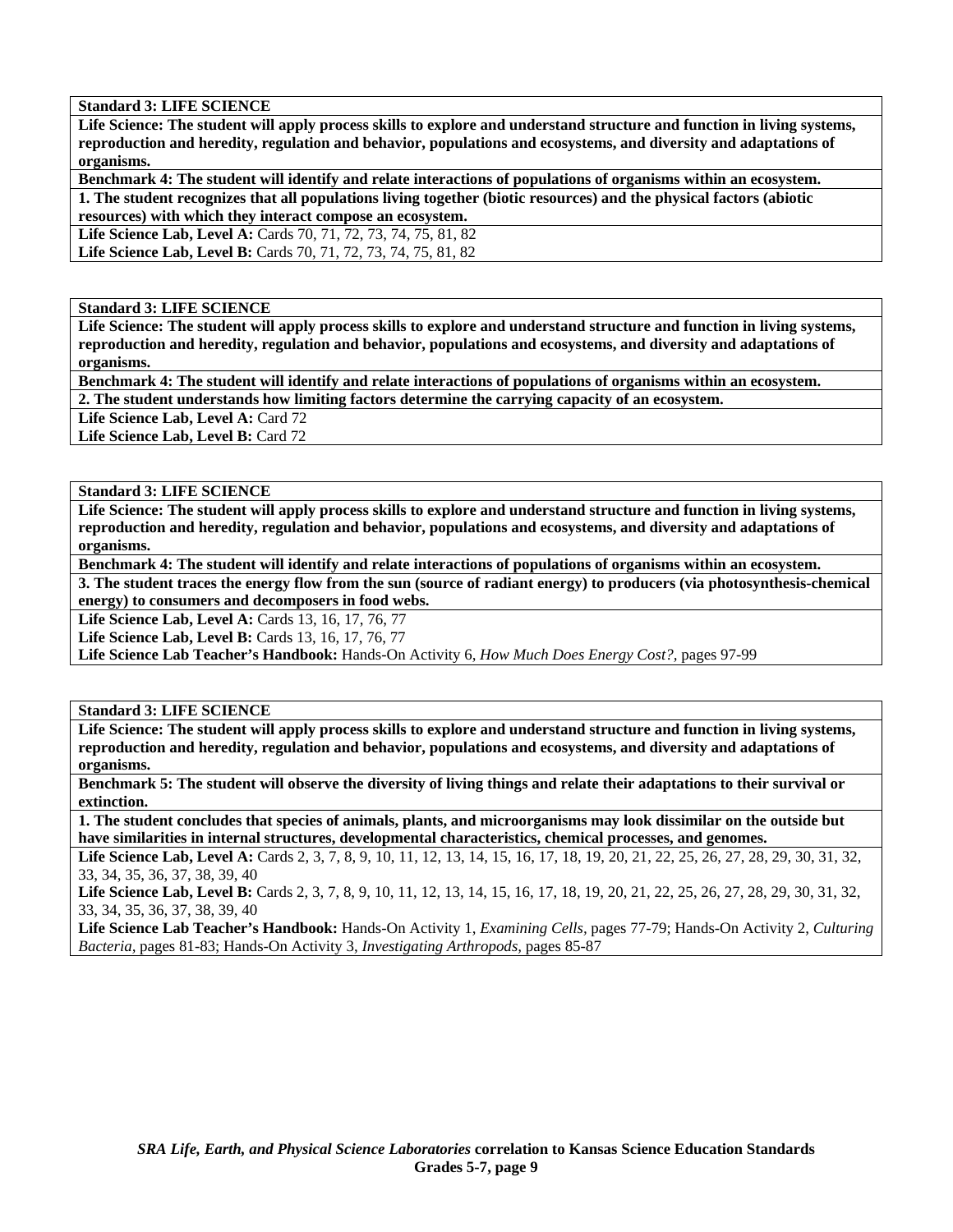**Standard 3: LIFE SCIENCE**

**Life Science: The student will apply process skills to explore and understand structure and function in living systems, reproduction and heredity, regulation and behavior, populations and ecosystems, and diversity and adaptations of organisms.**

**Benchmark 4: The student will identify and relate interactions of populations of organisms within an ecosystem.**

**1. The student recognizes that all populations living together (biotic resources) and the physical factors (abiotic resources) with which they interact compose an ecosystem.**

**Life Science Lab, Level A:** Cards 70, 71, 72, 73, 74, 75, 81, 82
**Life Science Lab, Level B:** Cards 70, 71, 72, 73, 74, 75, 81, 82

**Standard 3: LIFE SCIENCE**

**Life Science: The student will apply process skills to explore and understand structure and function in living systems, reproduction and heredity, regulation and behavior, populations and ecosystems, and diversity and adaptations of organisms.**

**Benchmark 4: The student will identify and relate interactions of populations of organisms within an ecosystem.**

**2. The student understands how limiting factors determine the carrying capacity of an ecosystem.**

**Life Science Lab, Level A:** Card 72
**Life Science Lab, Level B:** Card 72

**Standard 3: LIFE SCIENCE**

**Life Science: The student will apply process skills to explore and understand structure and function in living systems, reproduction and heredity, regulation and behavior, populations and ecosystems, and diversity and adaptations of organisms.**

**Benchmark 4: The student will identify and relate interactions of populations of organisms within an ecosystem.**

**3. The student traces the energy flow from the sun (source of radiant energy) to producers (via photosynthesis-chemical energy) to consumers and decomposers in food webs.**

**Life Science Lab, Level A:** Cards 13, 16, 17, 76, 77
**Life Science Lab, Level B:** Cards 13, 16, 17, 76, 77
**Life Science Lab Teacher's Handbook:** Hands-On Activity 6, *How Much Does Energy Cost?,* pages 97-99

**Standard 3: LIFE SCIENCE**

**Life Science: The student will apply process skills to explore and understand structure and function in living systems, reproduction and heredity, regulation and behavior, populations and ecosystems, and diversity and adaptations of organisms.**

**Benchmark 5: The student will observe the diversity of living things and relate their adaptations to their survival or extinction.**

**1. The student concludes that species of animals, plants, and microorganisms may look dissimilar on the outside but have similarities in internal structures, developmental characteristics, chemical processes, and genomes.**

**Life Science Lab, Level A:** Cards 2, 3, 7, 8, 9, 10, 11, 12, 13, 14, 15, 16, 17, 18, 19, 20, 21, 22, 25, 26, 27, 28, 29, 30, 31, 32, 33, 34, 35, 36, 37, 38, 39, 40
**Life Science Lab, Level B:** Cards 2, 3, 7, 8, 9, 10, 11, 12, 13, 14, 15, 16, 17, 18, 19, 20, 21, 22, 25, 26, 27, 28, 29, 30, 31, 32, 33, 34, 35, 36, 37, 38, 39, 40
**Life Science Lab Teacher's Handbook:** Hands-On Activity 1, *Examining Cells,* pages 77-79; Hands-On Activity 2, *Culturing Bacteria,* pages 81-83; Hands-On Activity 3, *Investigating Arthropods,* pages 85-87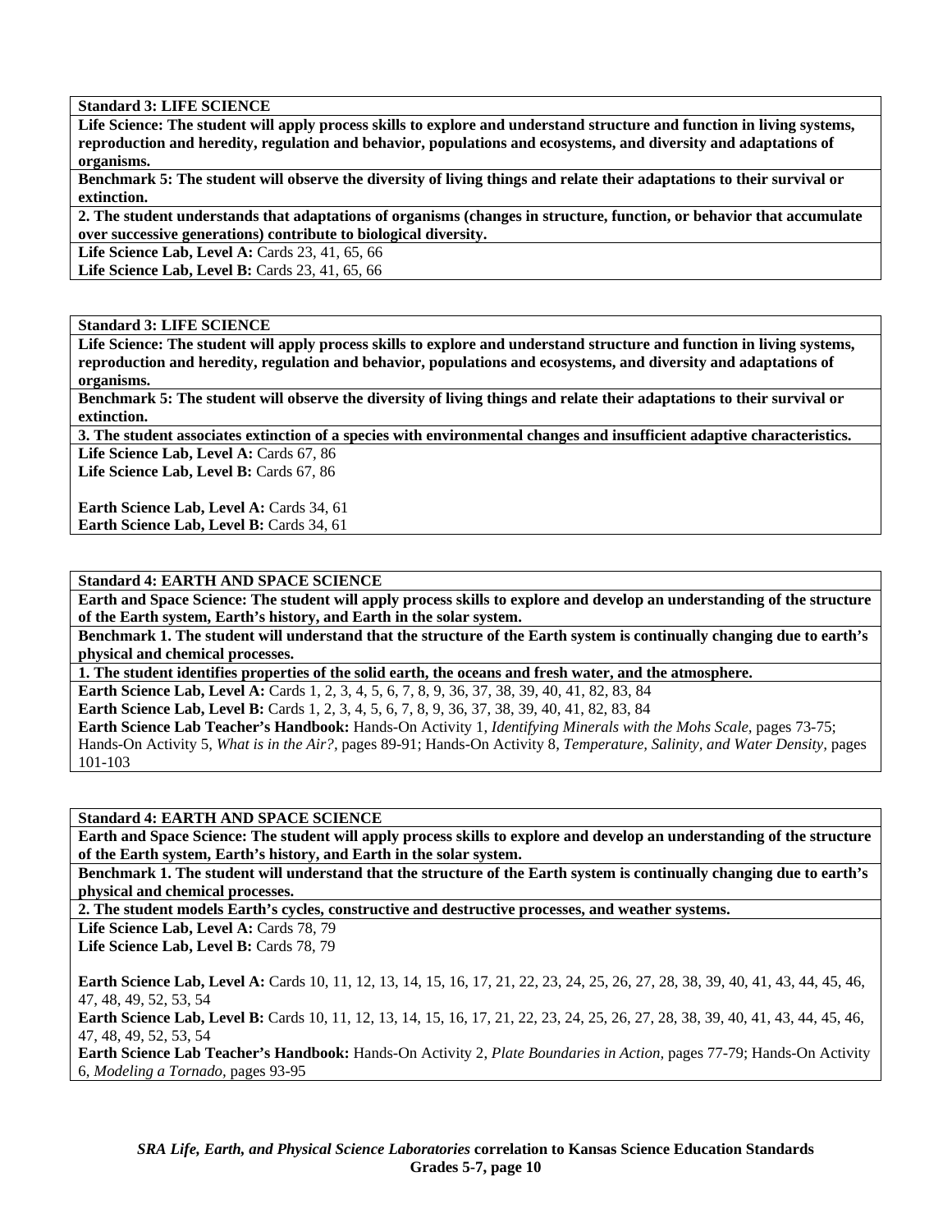**Standard 3: LIFE SCIENCE**

**Life Science: The student will apply process skills to explore and understand structure and function in living systems, reproduction and heredity, regulation and behavior, populations and ecosystems, and diversity and adaptations of organisms.**

**Benchmark 5: The student will observe the diversity of living things and relate their adaptations to their survival or extinction.**

**2. The student understands that adaptations of organisms (changes in structure, function, or behavior that accumulate over successive generations) contribute to biological diversity.**

**Life Science Lab, Level A:** Cards 23, 41, 65, 66
**Life Science Lab, Level B:** Cards 23, 41, 65, 66

---

**Standard 3: LIFE SCIENCE**

**Life Science: The student will apply process skills to explore and understand structure and function in living systems, reproduction and heredity, regulation and behavior, populations and ecosystems, and diversity and adaptations of organisms.**

**Benchmark 5: The student will observe the diversity of living things and relate their adaptations to their survival or extinction.**

**3. The student associates extinction of a species with environmental changes and insufficient adaptive characteristics.**

**Life Science Lab, Level A:** Cards 67, 86
**Life Science Lab, Level B:** Cards 67, 86

**Earth Science Lab, Level A:** Cards 34, 61
**Earth Science Lab, Level B:** Cards 34, 61

---

**Standard 4: EARTH AND SPACE SCIENCE**

**Earth and Space Science: The student will apply process skills to explore and develop an understanding of the structure of the Earth system, Earth's history, and Earth in the solar system.**

**Benchmark 1. The student will understand that the structure of the Earth system is continually changing due to earth's physical and chemical processes.**

**1. The student identifies properties of the solid earth, the oceans and fresh water, and the atmosphere.**

**Earth Science Lab, Level A:** Cards 1, 2, 3, 4, 5, 6, 7, 8, 9, 36, 37, 38, 39, 40, 41, 82, 83, 84
**Earth Science Lab, Level B:** Cards 1, 2, 3, 4, 5, 6, 7, 8, 9, 36, 37, 38, 39, 40, 41, 82, 83, 84
**Earth Science Lab Teacher's Handbook:** Hands-On Activity 1, *Identifying Minerals with the Mohs Scale,* pages 73-75; Hands-On Activity 5, *What is in the Air?,* pages 89-91; Hands-On Activity 8, *Temperature, Salinity, and Water Density,* pages 101-103

---

**Standard 4: EARTH AND SPACE SCIENCE**

**Earth and Space Science: The student will apply process skills to explore and develop an understanding of the structure of the Earth system, Earth's history, and Earth in the solar system.**

**Benchmark 1. The student will understand that the structure of the Earth system is continually changing due to earth's physical and chemical processes.**

**2. The student models Earth's cycles, constructive and destructive processes, and weather systems.**

**Life Science Lab, Level A:** Cards 78, 79
**Life Science Lab, Level B:** Cards 78, 79

**Earth Science Lab, Level A:** Cards 10, 11, 12, 13, 14, 15, 16, 17, 21, 22, 23, 24, 25, 26, 27, 28, 38, 39, 40, 41, 43, 44, 45, 46, 47, 48, 49, 52, 53, 54
**Earth Science Lab, Level B:** Cards 10, 11, 12, 13, 14, 15, 16, 17, 21, 22, 23, 24, 25, 26, 27, 28, 38, 39, 40, 41, 43, 44, 45, 46, 47, 48, 49, 52, 53, 54
**Earth Science Lab Teacher's Handbook:** Hands-On Activity 2, *Plate Boundaries in Action,* pages 77-79; Hands-On Activity 6, *Modeling a Tornado,* pages 93-95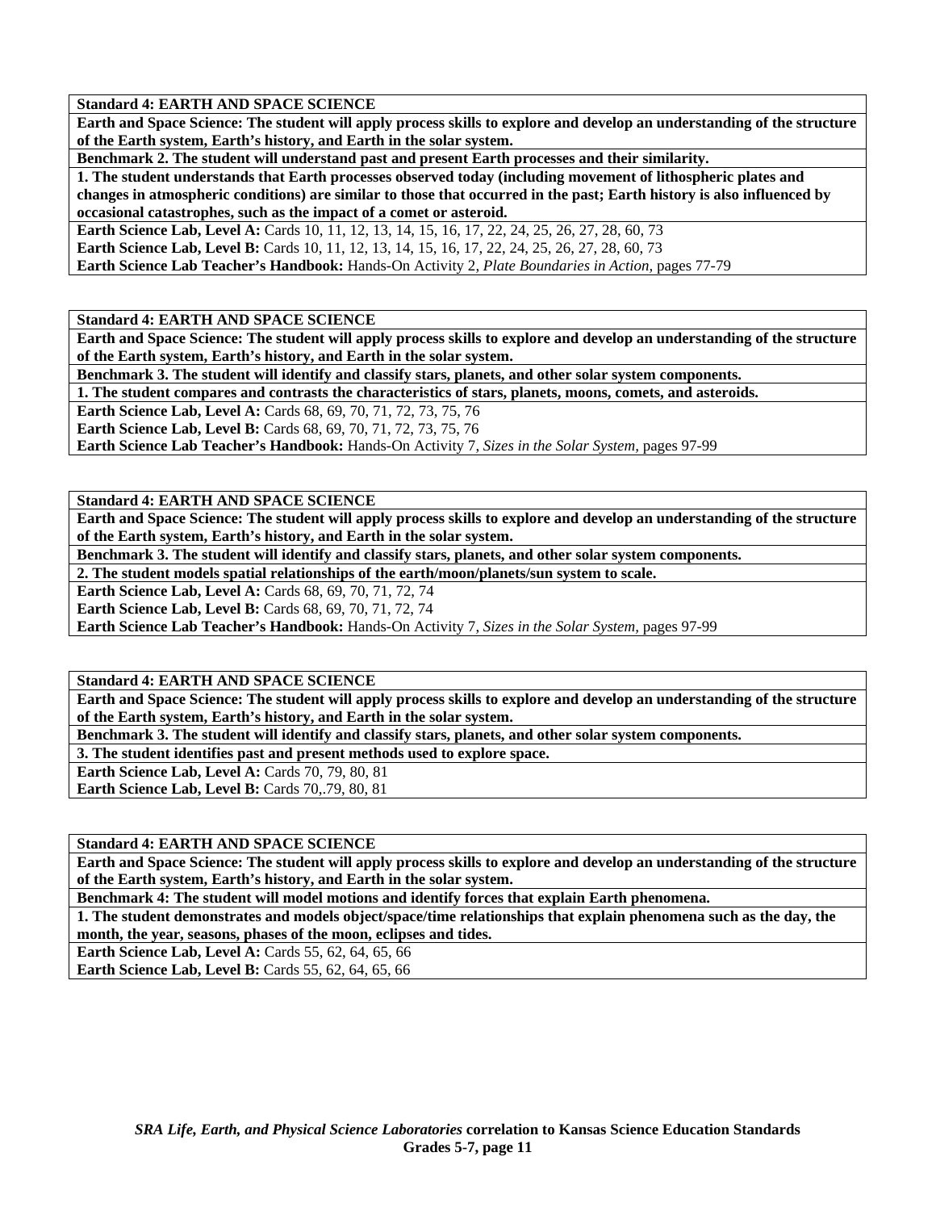**Standard 4: EARTH AND SPACE SCIENCE**

**Earth and Space Science: The student will apply process skills to explore and develop an understanding of the structure of the Earth system, Earth's history, and Earth in the solar system.**

**Benchmark 2. The student will understand past and present Earth processes and their similarity.**

**1. The student understands that Earth processes observed today (including movement of lithospheric plates and changes in atmospheric conditions) are similar to those that occurred in the past; Earth history is also influenced by occasional catastrophes, such as the impact of a comet or asteroid.**

**Earth Science Lab, Level A:** Cards 10, 11, 12, 13, 14, 15, 16, 17, 22, 24, 25, 26, 27, 28, 60, 73
**Earth Science Lab, Level B:** Cards 10, 11, 12, 13, 14, 15, 16, 17, 22, 24, 25, 26, 27, 28, 60, 73
**Earth Science Lab Teacher's Handbook:** Hands-On Activity 2, *Plate Boundaries in Action,* pages 77-79

**Standard 4: EARTH AND SPACE SCIENCE**

**Earth and Space Science: The student will apply process skills to explore and develop an understanding of the structure of the Earth system, Earth's history, and Earth in the solar system.**

**Benchmark 3. The student will identify and classify stars, planets, and other solar system components.**

**1. The student compares and contrasts the characteristics of stars, planets, moons, comets, and asteroids.**

**Earth Science Lab, Level A:** Cards 68, 69, 70, 71, 72, 73, 75, 76
**Earth Science Lab, Level B:** Cards 68, 69, 70, 71, 72, 73, 75, 76
**Earth Science Lab Teacher's Handbook:** Hands-On Activity 7, *Sizes in the Solar System,* pages 97-99

**Standard 4: EARTH AND SPACE SCIENCE**

**Earth and Space Science: The student will apply process skills to explore and develop an understanding of the structure of the Earth system, Earth's history, and Earth in the solar system.**

**Benchmark 3. The student will identify and classify stars, planets, and other solar system components.**

**2. The student models spatial relationships of the earth/moon/planets/sun system to scale.**

**Earth Science Lab, Level A:** Cards 68, 69, 70, 71, 72, 74
**Earth Science Lab, Level B:** Cards 68, 69, 70, 71, 72, 74
**Earth Science Lab Teacher's Handbook:** Hands-On Activity 7, *Sizes in the Solar System,* pages 97-99

**Standard 4: EARTH AND SPACE SCIENCE**

**Earth and Space Science: The student will apply process skills to explore and develop an understanding of the structure of the Earth system, Earth's history, and Earth in the solar system.**

**Benchmark 3. The student will identify and classify stars, planets, and other solar system components.**

**3. The student identifies past and present methods used to explore space.**

**Earth Science Lab, Level A:** Cards 70, 79, 80, 81
**Earth Science Lab, Level B:** Cards 70,.79, 80, 81

**Standard 4: EARTH AND SPACE SCIENCE**

**Earth and Space Science: The student will apply process skills to explore and develop an understanding of the structure of the Earth system, Earth's history, and Earth in the solar system.**

**Benchmark 4: The student will model motions and identify forces that explain Earth phenomena.**

**1. The student demonstrates and models object/space/time relationships that explain phenomena such as the day, the month, the year, seasons, phases of the moon, eclipses and tides.**

**Earth Science Lab, Level A:** Cards 55, 62, 64, 65, 66
**Earth Science Lab, Level B:** Cards 55, 62, 64, 65, 66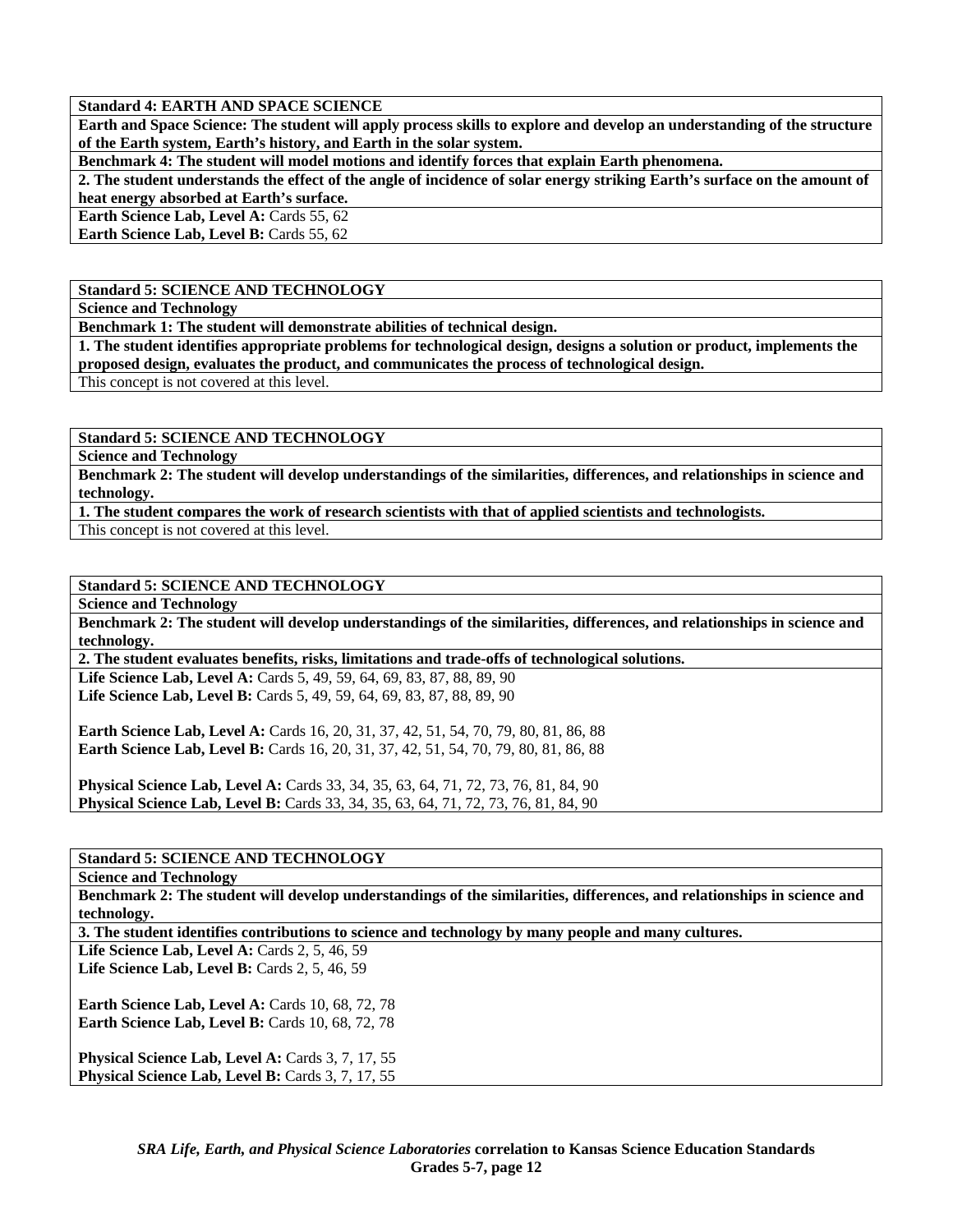**Standard 4: EARTH AND SPACE SCIENCE**

**Earth and Space Science: The student will apply process skills to explore and develop an understanding of the structure of the Earth system, Earth's history, and Earth in the solar system.**

**Benchmark 4: The student will model motions and identify forces that explain Earth phenomena.**

**2. The student understands the effect of the angle of incidence of solar energy striking Earth's surface on the amount of heat energy absorbed at Earth's surface.**

**Earth Science Lab, Level A:** Cards 55, 62
**Earth Science Lab, Level B:** Cards 55, 62

**Standard 5: SCIENCE AND TECHNOLOGY**

**Science and Technology**

**Benchmark 1: The student will demonstrate abilities of technical design.**

**1. The student identifies appropriate problems for technological design, designs a solution or product, implements the proposed design, evaluates the product, and communicates the process of technological design.**

This concept is not covered at this level.

**Standard 5: SCIENCE AND TECHNOLOGY**

**Science and Technology**

**Benchmark 2: The student will develop understandings of the similarities, differences, and relationships in science and technology.**

**1. The student compares the work of research scientists with that of applied scientists and technologists.**

This concept is not covered at this level.

**Standard 5: SCIENCE AND TECHNOLOGY**

**Science and Technology**

**Benchmark 2: The student will develop understandings of the similarities, differences, and relationships in science and technology.**

**2. The student evaluates benefits, risks, limitations and trade-offs of technological solutions.**

**Life Science Lab, Level A:** Cards 5, 49, 59, 64, 69, 83, 87, 88, 89, 90
**Life Science Lab, Level B:** Cards 5, 49, 59, 64, 69, 83, 87, 88, 89, 90

**Earth Science Lab, Level A:** Cards 16, 20, 31, 37, 42, 51, 54, 70, 79, 80, 81, 86, 88
**Earth Science Lab, Level B:** Cards 16, 20, 31, 37, 42, 51, 54, 70, 79, 80, 81, 86, 88

**Physical Science Lab, Level A:** Cards 33, 34, 35, 63, 64, 71, 72, 73, 76, 81, 84, 90
**Physical Science Lab, Level B:** Cards 33, 34, 35, 63, 64, 71, 72, 73, 76, 81, 84, 90

**Standard 5: SCIENCE AND TECHNOLOGY**

**Science and Technology**

**Benchmark 2: The student will develop understandings of the similarities, differences, and relationships in science and technology.**

**3. The student identifies contributions to science and technology by many people and many cultures.**

**Life Science Lab, Level A:** Cards 2, 5, 46, 59
**Life Science Lab, Level B:** Cards 2, 5, 46, 59

**Earth Science Lab, Level A:** Cards 10, 68, 72, 78
**Earth Science Lab, Level B:** Cards 10, 68, 72, 78

**Physical Science Lab, Level A:** Cards 3, 7, 17, 55
**Physical Science Lab, Level B:** Cards 3, 7, 17, 55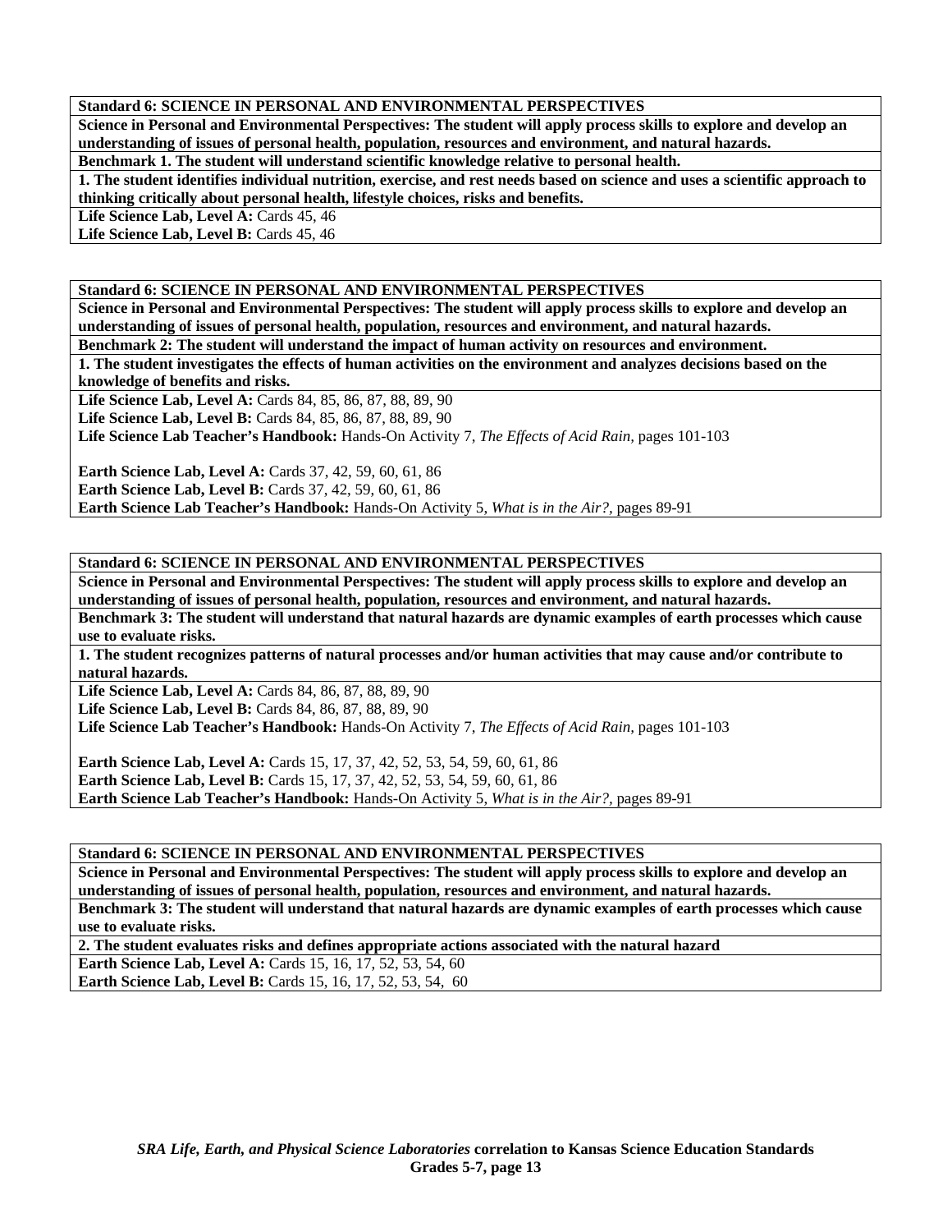**Standard 6: SCIENCE IN PERSONAL AND ENVIRONMENTAL PERSPECTIVES**

**Science in Personal and Environmental Perspectives: The student will apply process skills to explore and develop an understanding of issues of personal health, population, resources and environment, and natural hazards.**

**Benchmark 1. The student will understand scientific knowledge relative to personal health.**

**1. The student identifies individual nutrition, exercise, and rest needs based on science and uses a scientific approach to thinking critically about personal health, lifestyle choices, risks and benefits.**

**Life Science Lab, Level A:** Cards 45, 46
**Life Science Lab, Level B:** Cards 45, 46

---

**Standard 6: SCIENCE IN PERSONAL AND ENVIRONMENTAL PERSPECTIVES**

**Science in Personal and Environmental Perspectives: The student will apply process skills to explore and develop an understanding of issues of personal health, population, resources and environment, and natural hazards.**

**Benchmark 2: The student will understand the impact of human activity on resources and environment.**

**1. The student investigates the effects of human activities on the environment and analyzes decisions based on the knowledge of benefits and risks.**

**Life Science Lab, Level A:** Cards 84, 85, 86, 87, 88, 89, 90
**Life Science Lab, Level B:** Cards 84, 85, 86, 87, 88, 89, 90
**Life Science Lab Teacher's Handbook:** Hands-On Activity 7, *The Effects of Acid Rain,* pages 101-103

**Earth Science Lab, Level A:** Cards 37, 42, 59, 60, 61, 86
**Earth Science Lab, Level B:** Cards 37, 42, 59, 60, 61, 86
**Earth Science Lab Teacher's Handbook:** Hands-On Activity 5, *What is in the Air?,* pages 89-91

---

**Standard 6: SCIENCE IN PERSONAL AND ENVIRONMENTAL PERSPECTIVES**

**Science in Personal and Environmental Perspectives: The student will apply process skills to explore and develop an understanding of issues of personal health, population, resources and environment, and natural hazards.**

**Benchmark 3: The student will understand that natural hazards are dynamic examples of earth processes which cause use to evaluate risks.**

**1. The student recognizes patterns of natural processes and/or human activities that may cause and/or contribute to natural hazards.**

**Life Science Lab, Level A:** Cards 84, 86, 87, 88, 89, 90
**Life Science Lab, Level B:** Cards 84, 86, 87, 88, 89, 90
**Life Science Lab Teacher's Handbook:** Hands-On Activity 7, *The Effects of Acid Rain,* pages 101-103

**Earth Science Lab, Level A:** Cards 15, 17, 37, 42, 52, 53, 54, 59, 60, 61, 86
**Earth Science Lab, Level B:** Cards 15, 17, 37, 42, 52, 53, 54, 59, 60, 61, 86
**Earth Science Lab Teacher's Handbook:** Hands-On Activity 5, *What is in the Air?,* pages 89-91

---

**Standard 6: SCIENCE IN PERSONAL AND ENVIRONMENTAL PERSPECTIVES**

**Science in Personal and Environmental Perspectives: The student will apply process skills to explore and develop an understanding of issues of personal health, population, resources and environment, and natural hazards.**

**Benchmark 3: The student will understand that natural hazards are dynamic examples of earth processes which cause use to evaluate risks.**

**2. The student evaluates risks and defines appropriate actions associated with the natural hazard**

**Earth Science Lab, Level A:** Cards 15, 16, 17, 52, 53, 54, 60
**Earth Science Lab, Level B:** Cards 15, 16, 17, 52, 53, 54, 60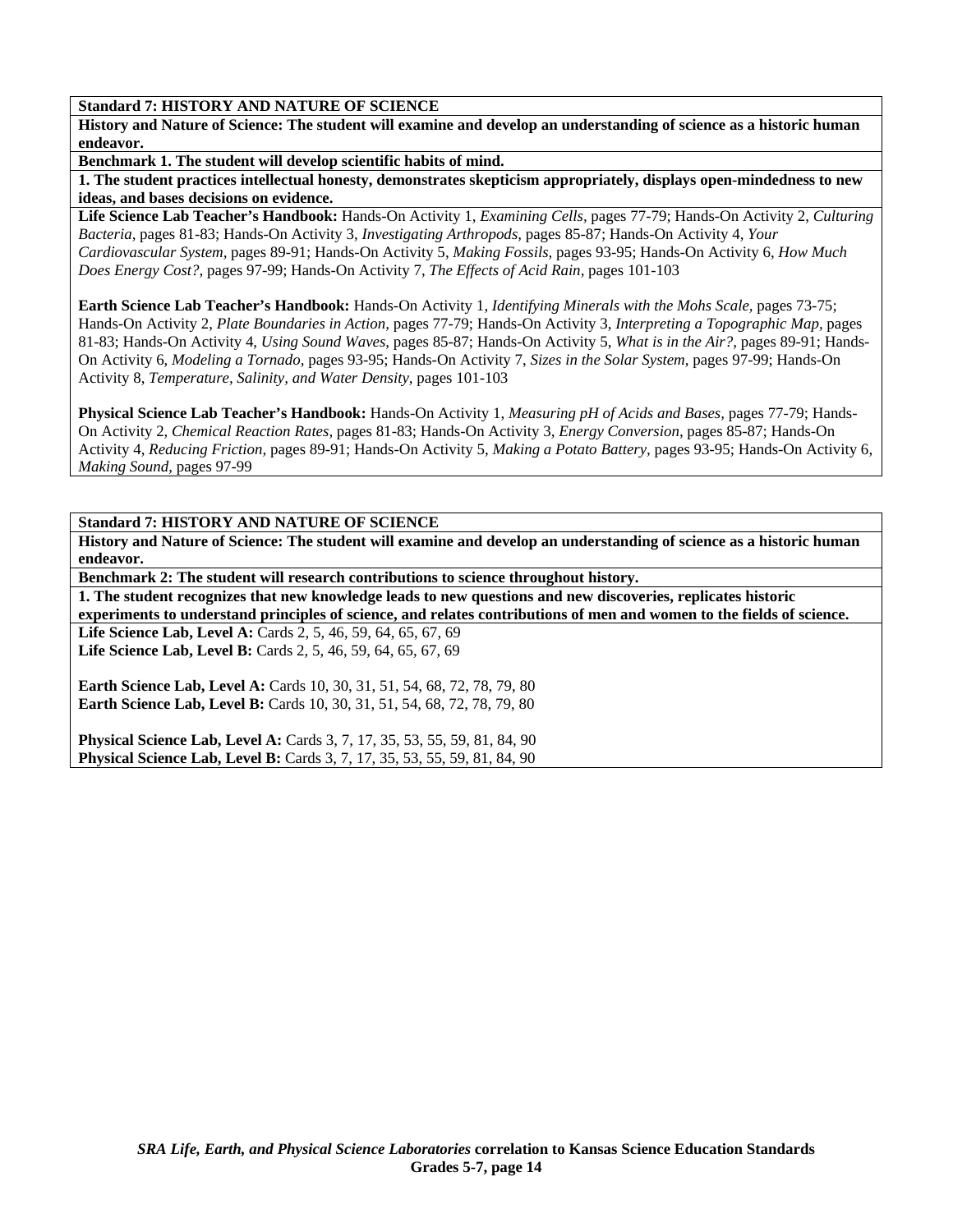**Standard 7: HISTORY AND NATURE OF SCIENCE**

**History and Nature of Science: The student will examine and develop an understanding of science as a historic human endeavor.**

**Benchmark 1. The student will develop scientific habits of mind.**

**1. The student practices intellectual honesty, demonstrates skepticism appropriately, displays open-mindedness to new ideas, and bases decisions on evidence.**

**Life Science Lab Teacher's Handbook:** Hands-On Activity 1, *Examining Cells,* pages 77-79; Hands-On Activity 2, *Culturing Bacteria,* pages 81-83; Hands-On Activity 3, *Investigating Arthropods,* pages 85-87; Hands-On Activity 4, *Your Cardiovascular System,* pages 89-91; Hands-On Activity 5, *Making Fossils,* pages 93-95; Hands-On Activity 6, *How Much Does Energy Cost?,* pages 97-99; Hands-On Activity 7, *The Effects of Acid Rain,* pages 101-103

**Earth Science Lab Teacher's Handbook:** Hands-On Activity 1, *Identifying Minerals with the Mohs Scale,* pages 73-75; Hands-On Activity 2, *Plate Boundaries in Action,* pages 77-79; Hands-On Activity 3, *Interpreting a Topographic Map,* pages 81-83; Hands-On Activity 4, *Using Sound Waves,* pages 85-87; Hands-On Activity 5, *What is in the Air?,* pages 89-91; Hands-On Activity 6, *Modeling a Tornado,* pages 93-95; Hands-On Activity 7, *Sizes in the Solar System,* pages 97-99; Hands-On Activity 8, *Temperature, Salinity, and Water Density,* pages 101-103

**Physical Science Lab Teacher's Handbook:** Hands-On Activity 1, *Measuring pH of Acids and Bases,* pages 77-79; Hands-On Activity 2, *Chemical Reaction Rates,* pages 81-83; Hands-On Activity 3, *Energy Conversion,* pages 85-87; Hands-On Activity 4, *Reducing Friction,* pages 89-91; Hands-On Activity 5, *Making a Potato Battery,* pages 93-95; Hands-On Activity 6, *Making Sound,* pages 97-99

**Standard 7: HISTORY AND NATURE OF SCIENCE**

**History and Nature of Science: The student will examine and develop an understanding of science as a historic human endeavor.**

**Benchmark 2: The student will research contributions to science throughout history.**

**1. The student recognizes that new knowledge leads to new questions and new discoveries, replicates historic experiments to understand principles of science, and relates contributions of men and women to the fields of science.**

**Life Science Lab, Level A:** Cards 2, 5, 46, 59, 64, 65, 67, 69
**Life Science Lab, Level B:** Cards 2, 5, 46, 59, 64, 65, 67, 69

**Earth Science Lab, Level A:** Cards 10, 30, 31, 51, 54, 68, 72, 78, 79, 80
**Earth Science Lab, Level B:** Cards 10, 30, 31, 51, 54, 68, 72, 78, 79, 80

**Physical Science Lab, Level A:** Cards 3, 7, 17, 35, 53, 55, 59, 81, 84, 90
**Physical Science Lab, Level B:** Cards 3, 7, 17, 35, 53, 55, 59, 81, 84, 90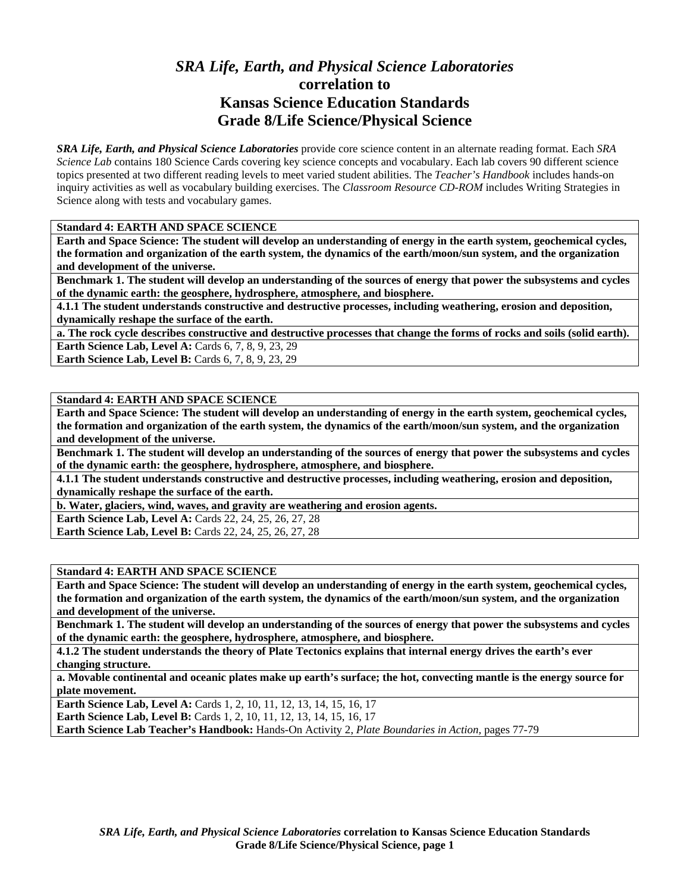# *SRA Life, Earth, and Physical Science Laboratories*
## correlation to
## Kansas Science Education Standards
## Grade 8/Life Science/Physical Science

***SRA Life, Earth, and Physical Science Laboratories*** provide core science content in an alternate reading format. Each *SRA Science Lab* contains 180 Science Cards covering key science concepts and vocabulary. Each lab covers 90 different science topics presented at two different reading levels to meet varied student abilities. The *Teacher's Handbook* includes hands-on inquiry activities as well as vocabulary building exercises. The *Classroom Resource CD-ROM* includes Writing Strategies in Science along with tests and vocabulary games.

| **Standard 4: EARTH AND SPACE SCIENCE** |
|---|
| **Earth and Space Science: The student will develop an understanding of energy in the earth system, geochemical cycles, the formation and organization of the earth system, the dynamics of the earth/moon/sun system, and the organization and development of the universe.** |
| **Benchmark 1. The student will develop an understanding of the sources of energy that power the subsystems and cycles of the dynamic earth: the geosphere, hydrosphere, atmosphere, and biosphere.** |
| **4.1.1 The student understands constructive and destructive processes, including weathering, erosion and deposition, dynamically reshape the surface of the earth.** |
| **a. The rock cycle describes constructive and destructive processes that change the forms of rocks and soils (solid earth).** |
| **Earth Science Lab, Level A:** Cards 6, 7, 8, 9, 23, 29<br>**Earth Science Lab, Level B:** Cards 6, 7, 8, 9, 23, 29 |

| **Standard 4: EARTH AND SPACE SCIENCE** |
|---|
| **Earth and Space Science: The student will develop an understanding of energy in the earth system, geochemical cycles, the formation and organization of the earth system, the dynamics of the earth/moon/sun system, and the organization and development of the universe.** |
| **Benchmark 1. The student will develop an understanding of the sources of energy that power the subsystems and cycles of the dynamic earth: the geosphere, hydrosphere, atmosphere, and biosphere.** |
| **4.1.1 The student understands constructive and destructive processes, including weathering, erosion and deposition, dynamically reshape the surface of the earth.** |
| **b. Water, glaciers, wind, waves, and gravity are weathering and erosion agents.** |
| **Earth Science Lab, Level A:** Cards 22, 24, 25, 26, 27, 28<br>**Earth Science Lab, Level B:** Cards 22, 24, 25, 26, 27, 28 |

| **Standard 4: EARTH AND SPACE SCIENCE** |
|---|
| **Earth and Space Science: The student will develop an understanding of energy in the earth system, geochemical cycles, the formation and organization of the earth system, the dynamics of the earth/moon/sun system, and the organization and development of the universe.** |
| **Benchmark 1. The student will develop an understanding of the sources of energy that power the subsystems and cycles of the dynamic earth: the geosphere, hydrosphere, atmosphere, and biosphere.** |
| **4.1.2 The student understands the theory of Plate Tectonics explains that internal energy drives the earth's ever changing structure.** |
| **a. Movable continental and oceanic plates make up earth's surface; the hot, convecting mantle is the energy source for plate movement.** |
| **Earth Science Lab, Level A:** Cards 1, 2, 10, 11, 12, 13, 14, 15, 16, 17<br>**Earth Science Lab, Level B:** Cards 1, 2, 10, 11, 12, 13, 14, 15, 16, 17<br>**Earth Science Lab Teacher's Handbook:** Hands-On Activity 2, *Plate Boundaries in Action,* pages 77-79 |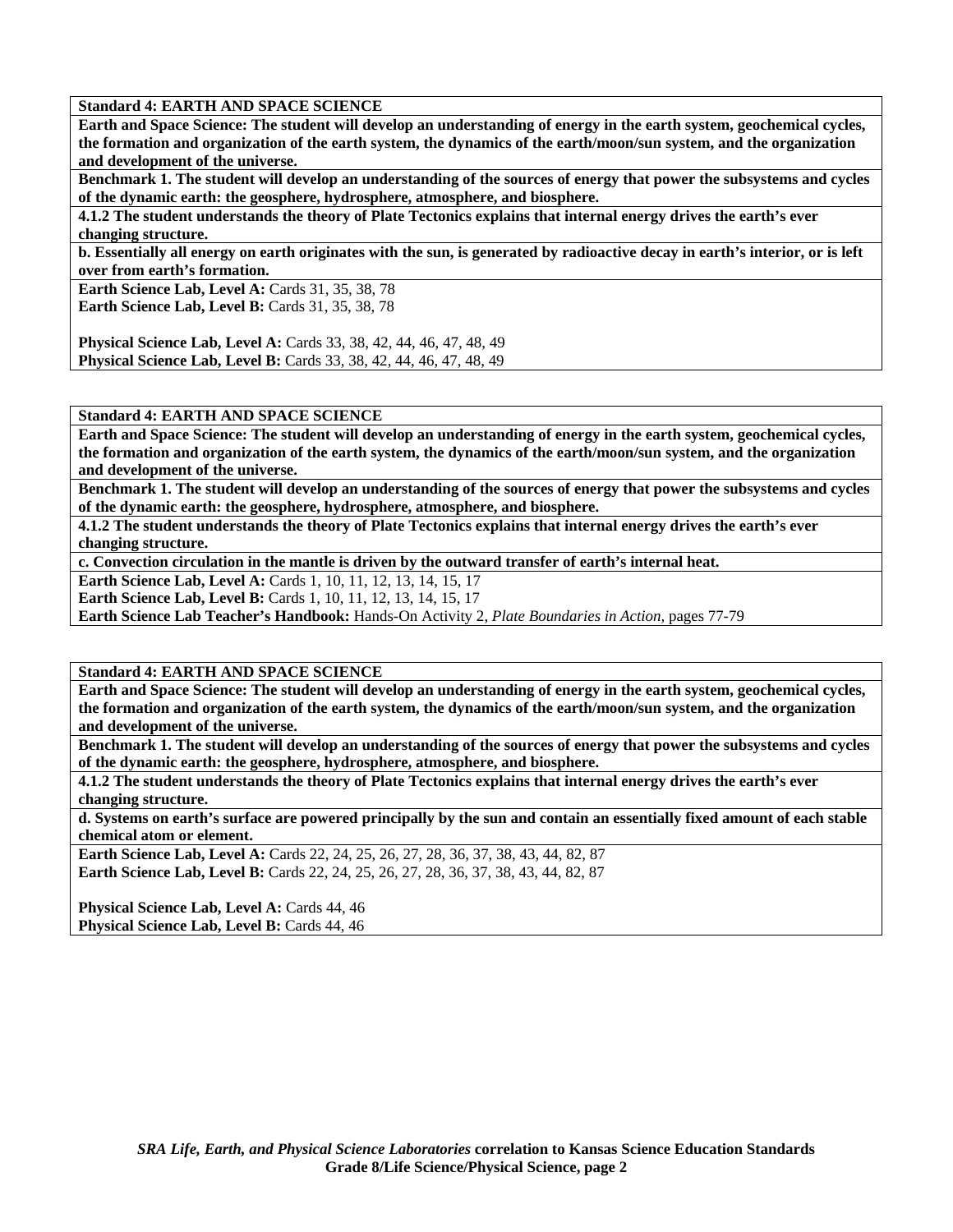**Standard 4: EARTH AND SPACE SCIENCE**

**Earth and Space Science: The student will develop an understanding of energy in the earth system, geochemical cycles, the formation and organization of the earth system, the dynamics of the earth/moon/sun system, and the organization and development of the universe.**

**Benchmark 1. The student will develop an understanding of the sources of energy that power the subsystems and cycles of the dynamic earth: the geosphere, hydrosphere, atmosphere, and biosphere.**

**4.1.2 The student understands the theory of Plate Tectonics explains that internal energy drives the earth's ever changing structure.**

**b. Essentially all energy on earth originates with the sun, is generated by radioactive decay in earth's interior, or is left over from earth's formation.**

**Earth Science Lab, Level A:** Cards 31, 35, 38, 78
**Earth Science Lab, Level B:** Cards 31, 35, 38, 78

**Physical Science Lab, Level A:** Cards 33, 38, 42, 44, 46, 47, 48, 49
**Physical Science Lab, Level B:** Cards 33, 38, 42, 44, 46, 47, 48, 49

---

**Standard 4: EARTH AND SPACE SCIENCE**

**Earth and Space Science: The student will develop an understanding of energy in the earth system, geochemical cycles, the formation and organization of the earth system, the dynamics of the earth/moon/sun system, and the organization and development of the universe.**

**Benchmark 1. The student will develop an understanding of the sources of energy that power the subsystems and cycles of the dynamic earth: the geosphere, hydrosphere, atmosphere, and biosphere.**

**4.1.2 The student understands the theory of Plate Tectonics explains that internal energy drives the earth's ever changing structure.**

**c. Convection circulation in the mantle is driven by the outward transfer of earth's internal heat.**

**Earth Science Lab, Level A:** Cards 1, 10, 11, 12, 13, 14, 15, 17
**Earth Science Lab, Level B:** Cards 1, 10, 11, 12, 13, 14, 15, 17
**Earth Science Lab Teacher's Handbook:** Hands-On Activity 2, *Plate Boundaries in Action,* pages 77-79

---

**Standard 4: EARTH AND SPACE SCIENCE**

**Earth and Space Science: The student will develop an understanding of energy in the earth system, geochemical cycles, the formation and organization of the earth system, the dynamics of the earth/moon/sun system, and the organization and development of the universe.**

**Benchmark 1. The student will develop an understanding of the sources of energy that power the subsystems and cycles of the dynamic earth: the geosphere, hydrosphere, atmosphere, and biosphere.**

**4.1.2 The student understands the theory of Plate Tectonics explains that internal energy drives the earth's ever changing structure.**

**d. Systems on earth's surface are powered principally by the sun and contain an essentially fixed amount of each stable chemical atom or element.**

**Earth Science Lab, Level A:** Cards 22, 24, 25, 26, 27, 28, 36, 37, 38, 43, 44, 82, 87
**Earth Science Lab, Level B:** Cards 22, 24, 25, 26, 27, 28, 36, 37, 38, 43, 44, 82, 87

**Physical Science Lab, Level A:** Cards 44, 46
**Physical Science Lab, Level B:** Cards 44, 46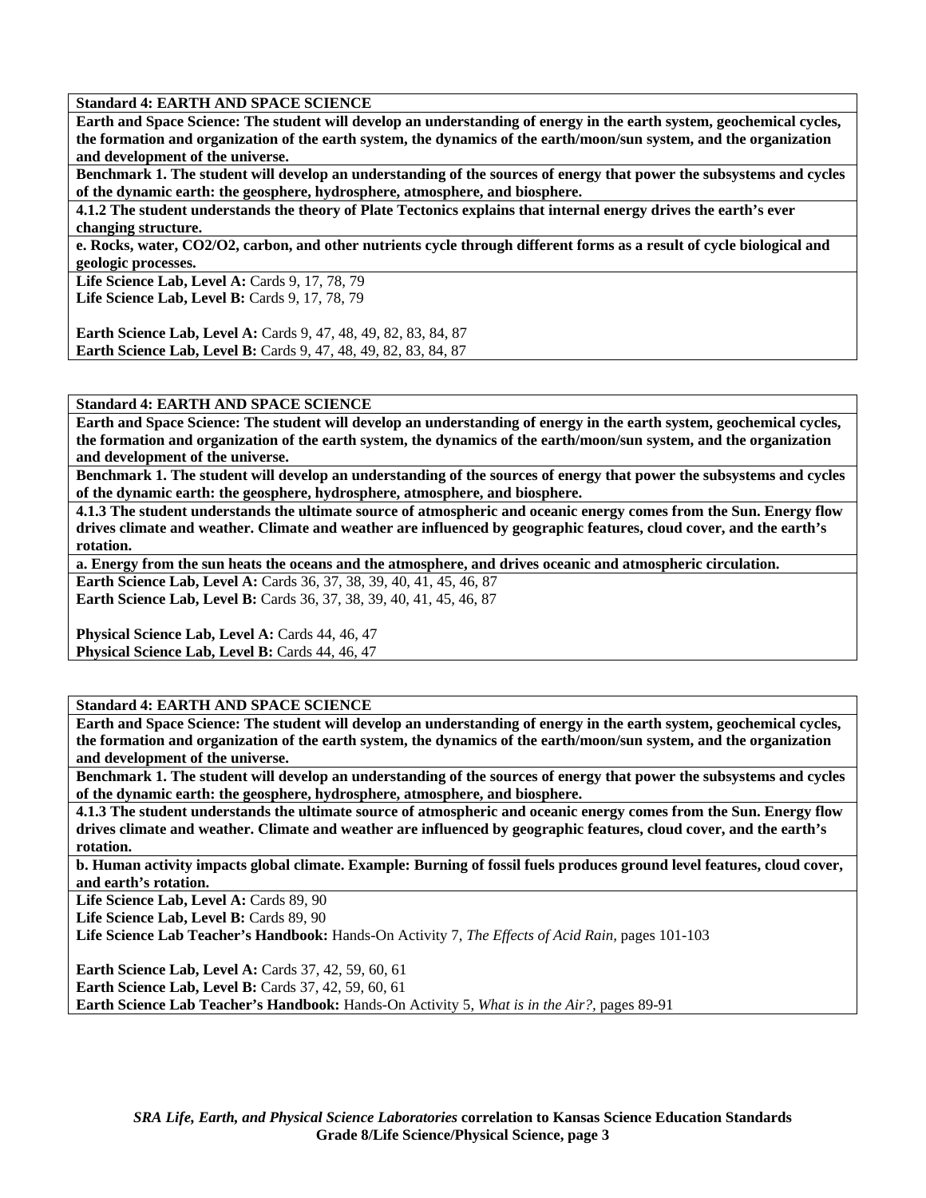**Standard 4: EARTH AND SPACE SCIENCE**

**Earth and Space Science: The student will develop an understanding of energy in the earth system, geochemical cycles, the formation and organization of the earth system, the dynamics of the earth/moon/sun system, and the organization and development of the universe.**

**Benchmark 1. The student will develop an understanding of the sources of energy that power the subsystems and cycles of the dynamic earth: the geosphere, hydrosphere, atmosphere, and biosphere.**

**4.1.2 The student understands the theory of Plate Tectonics explains that internal energy drives the earth's ever changing structure.**

**e. Rocks, water, $CO_2$/$O_2$, carbon, and other nutrients cycle through different forms as a result of cycle biological and geologic processes.**

**Life Science Lab, Level A:** Cards 9, 17, 78, 79
**Life Science Lab, Level B:** Cards 9, 17, 78, 79

**Earth Science Lab, Level A:** Cards 9, 47, 48, 49, 82, 83, 84, 87
**Earth Science Lab, Level B:** Cards 9, 47, 48, 49, 82, 83, 84, 87

---

**Standard 4: EARTH AND SPACE SCIENCE**

**Earth and Space Science: The student will develop an understanding of energy in the earth system, geochemical cycles, the formation and organization of the earth system, the dynamics of the earth/moon/sun system, and the organization and development of the universe.**

**Benchmark 1. The student will develop an understanding of the sources of energy that power the subsystems and cycles of the dynamic earth: the geosphere, hydrosphere, atmosphere, and biosphere.**

**4.1.3 The student understands the ultimate source of atmospheric and oceanic energy comes from the Sun. Energy flow drives climate and weather. Climate and weather are influenced by geographic features, cloud cover, and the earth's rotation.**

**a. Energy from the sun heats the oceans and the atmosphere, and drives oceanic and atmospheric circulation.**

**Earth Science Lab, Level A:** Cards 36, 37, 38, 39, 40, 41, 45, 46, 87
**Earth Science Lab, Level B:** Cards 36, 37, 38, 39, 40, 41, 45, 46, 87

**Physical Science Lab, Level A:** Cards 44, 46, 47
**Physical Science Lab, Level B:** Cards 44, 46, 47

---

**Standard 4: EARTH AND SPACE SCIENCE**

**Earth and Space Science: The student will develop an understanding of energy in the earth system, geochemical cycles, the formation and organization of the earth system, the dynamics of the earth/moon/sun system, and the organization and development of the universe.**

**Benchmark 1. The student will develop an understanding of the sources of energy that power the subsystems and cycles of the dynamic earth: the geosphere, hydrosphere, atmosphere, and biosphere.**

**4.1.3 The student understands the ultimate source of atmospheric and oceanic energy comes from the Sun. Energy flow drives climate and weather. Climate and weather are influenced by geographic features, cloud cover, and the earth's rotation.**

**b. Human activity impacts global climate. Example: Burning of fossil fuels produces ground level features, cloud cover, and earth's rotation.**

**Life Science Lab, Level A:** Cards 89, 90
**Life Science Lab, Level B:** Cards 89, 90
**Life Science Lab Teacher's Handbook:** Hands-On Activity 7, *The Effects of Acid Rain,* pages 101-103

**Earth Science Lab, Level A:** Cards 37, 42, 59, 60, 61
**Earth Science Lab, Level B:** Cards 37, 42, 59, 60, 61
**Earth Science Lab Teacher's Handbook:** Hands-On Activity 5, *What is in the Air?,* pages 89-91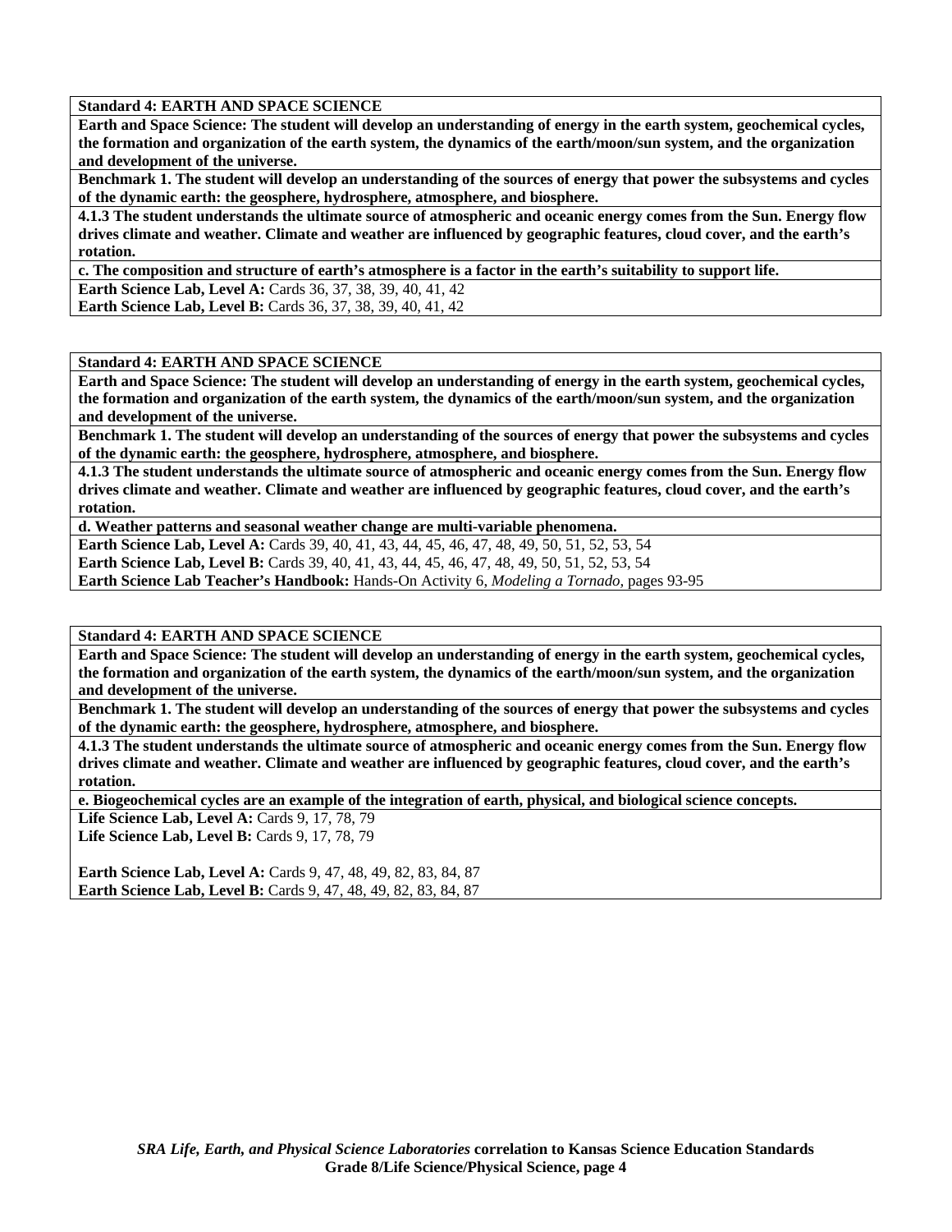**Standard 4: EARTH AND SPACE SCIENCE**

**Earth and Space Science: The student will develop an understanding of energy in the earth system, geochemical cycles, the formation and organization of the earth system, the dynamics of the earth/moon/sun system, and the organization and development of the universe.**

**Benchmark 1. The student will develop an understanding of the sources of energy that power the subsystems and cycles of the dynamic earth: the geosphere, hydrosphere, atmosphere, and biosphere.**

**4.1.3 The student understands the ultimate source of atmospheric and oceanic energy comes from the Sun. Energy flow drives climate and weather. Climate and weather are influenced by geographic features, cloud cover, and the earth's rotation.**

**c. The composition and structure of earth's atmosphere is a factor in the earth's suitability to support life.**

**Earth Science Lab, Level A:** Cards 36, 37, 38, 39, 40, 41, 42
**Earth Science Lab, Level B:** Cards 36, 37, 38, 39, 40, 41, 42

---

**Standard 4: EARTH AND SPACE SCIENCE**

**Earth and Space Science: The student will develop an understanding of energy in the earth system, geochemical cycles, the formation and organization of the earth system, the dynamics of the earth/moon/sun system, and the organization and development of the universe.**

**Benchmark 1. The student will develop an understanding of the sources of energy that power the subsystems and cycles of the dynamic earth: the geosphere, hydrosphere, atmosphere, and biosphere.**

**4.1.3 The student understands the ultimate source of atmospheric and oceanic energy comes from the Sun. Energy flow drives climate and weather. Climate and weather are influenced by geographic features, cloud cover, and the earth's rotation.**

**d. Weather patterns and seasonal weather change are multi-variable phenomena.**

**Earth Science Lab, Level A:** Cards 39, 40, 41, 43, 44, 45, 46, 47, 48, 49, 50, 51, 52, 53, 54
**Earth Science Lab, Level B:** Cards 39, 40, 41, 43, 44, 45, 46, 47, 48, 49, 50, 51, 52, 53, 54
**Earth Science Lab Teacher's Handbook:** Hands-On Activity 6, *Modeling a Tornado,* pages 93-95

---

**Standard 4: EARTH AND SPACE SCIENCE**

**Earth and Space Science: The student will develop an understanding of energy in the earth system, geochemical cycles, the formation and organization of the earth system, the dynamics of the earth/moon/sun system, and the organization and development of the universe.**

**Benchmark 1. The student will develop an understanding of the sources of energy that power the subsystems and cycles of the dynamic earth: the geosphere, hydrosphere, atmosphere, and biosphere.**

**4.1.3 The student understands the ultimate source of atmospheric and oceanic energy comes from the Sun. Energy flow drives climate and weather. Climate and weather are influenced by geographic features, cloud cover, and the earth's rotation.**

**e. Biogeochemical cycles are an example of the integration of earth, physical, and biological science concepts.**

**Life Science Lab, Level A:** Cards 9, 17, 78, 79
**Life Science Lab, Level B:** Cards 9, 17, 78, 79

**Earth Science Lab, Level A:** Cards 9, 47, 48, 49, 82, 83, 84, 87
**Earth Science Lab, Level B:** Cards 9, 47, 48, 49, 82, 83, 84, 87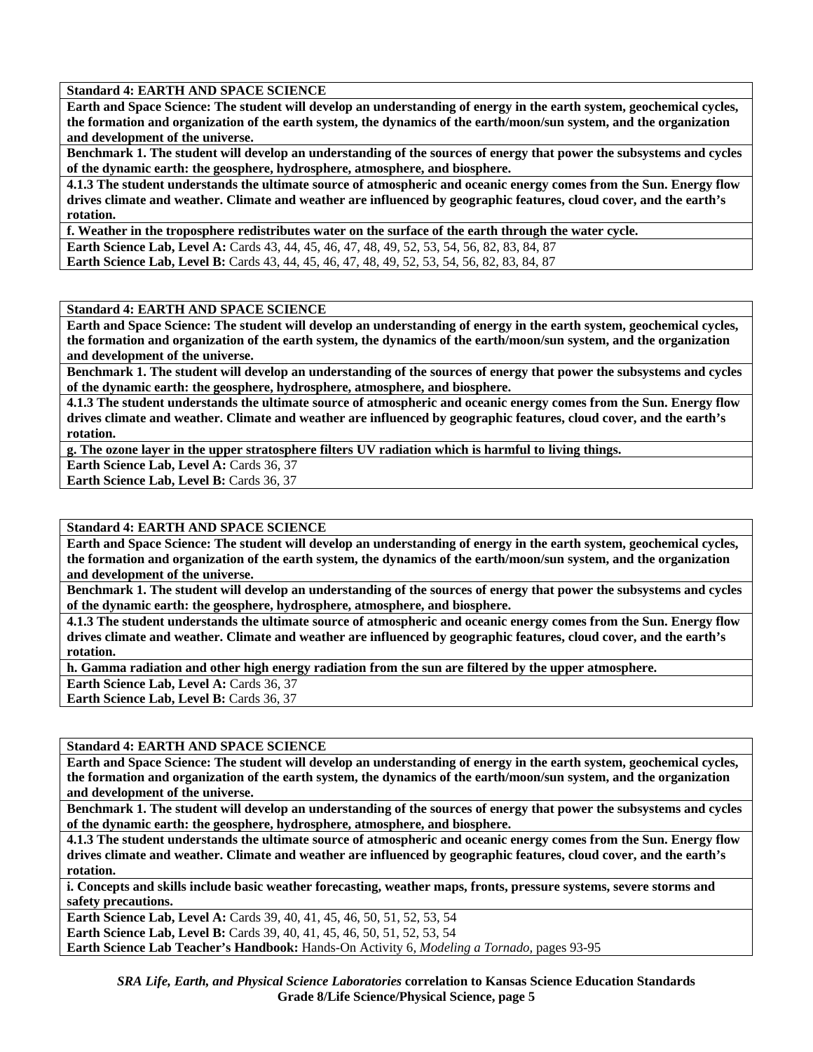**Standard 4: EARTH AND SPACE SCIENCE**

**Earth and Space Science: The student will develop an understanding of energy in the earth system, geochemical cycles, the formation and organization of the earth system, the dynamics of the earth/moon/sun system, and the organization and development of the universe.**

**Benchmark 1. The student will develop an understanding of the sources of energy that power the subsystems and cycles of the dynamic earth: the geosphere, hydrosphere, atmosphere, and biosphere.**

**4.1.3 The student understands the ultimate source of atmospheric and oceanic energy comes from the Sun. Energy flow drives climate and weather. Climate and weather are influenced by geographic features, cloud cover, and the earth's rotation.**

**f. Weather in the troposphere redistributes water on the surface of the earth through the water cycle.**

**Earth Science Lab, Level A:** Cards 43, 44, 45, 46, 47, 48, 49, 52, 53, 54, 56, 82, 83, 84, 87
**Earth Science Lab, Level B:** Cards 43, 44, 45, 46, 47, 48, 49, 52, 53, 54, 56, 82, 83, 84, 87

**Standard 4: EARTH AND SPACE SCIENCE**

**Earth and Space Science: The student will develop an understanding of energy in the earth system, geochemical cycles, the formation and organization of the earth system, the dynamics of the earth/moon/sun system, and the organization and development of the universe.**

**Benchmark 1. The student will develop an understanding of the sources of energy that power the subsystems and cycles of the dynamic earth: the geosphere, hydrosphere, atmosphere, and biosphere.**

**4.1.3 The student understands the ultimate source of atmospheric and oceanic energy comes from the Sun. Energy flow drives climate and weather. Climate and weather are influenced by geographic features, cloud cover, and the earth's rotation.**

**g. The ozone layer in the upper stratosphere filters UV radiation which is harmful to living things.**

**Earth Science Lab, Level A:** Cards 36, 37
**Earth Science Lab, Level B:** Cards 36, 37

**Standard 4: EARTH AND SPACE SCIENCE**

**Earth and Space Science: The student will develop an understanding of energy in the earth system, geochemical cycles, the formation and organization of the earth system, the dynamics of the earth/moon/sun system, and the organization and development of the universe.**

**Benchmark 1. The student will develop an understanding of the sources of energy that power the subsystems and cycles of the dynamic earth: the geosphere, hydrosphere, atmosphere, and biosphere.**

**4.1.3 The student understands the ultimate source of atmospheric and oceanic energy comes from the Sun. Energy flow drives climate and weather. Climate and weather are influenced by geographic features, cloud cover, and the earth's rotation.**

**h. Gamma radiation and other high energy radiation from the sun are filtered by the upper atmosphere.**

**Earth Science Lab, Level A:** Cards 36, 37
**Earth Science Lab, Level B:** Cards 36, 37

**Standard 4: EARTH AND SPACE SCIENCE**

**Earth and Space Science: The student will develop an understanding of energy in the earth system, geochemical cycles, the formation and organization of the earth system, the dynamics of the earth/moon/sun system, and the organization and development of the universe.**

**Benchmark 1. The student will develop an understanding of the sources of energy that power the subsystems and cycles of the dynamic earth: the geosphere, hydrosphere, atmosphere, and biosphere.**

**4.1.3 The student understands the ultimate source of atmospheric and oceanic energy comes from the Sun. Energy flow drives climate and weather. Climate and weather are influenced by geographic features, cloud cover, and the earth's rotation.**

**i. Concepts and skills include basic weather forecasting, weather maps, fronts, pressure systems, severe storms and safety precautions.**

**Earth Science Lab, Level A:** Cards 39, 40, 41, 45, 46, 50, 51, 52, 53, 54
**Earth Science Lab, Level B:** Cards 39, 40, 41, 45, 46, 50, 51, 52, 53, 54
**Earth Science Lab Teacher's Handbook:** Hands-On Activity 6, *Modeling a Tornado,* pages 93-95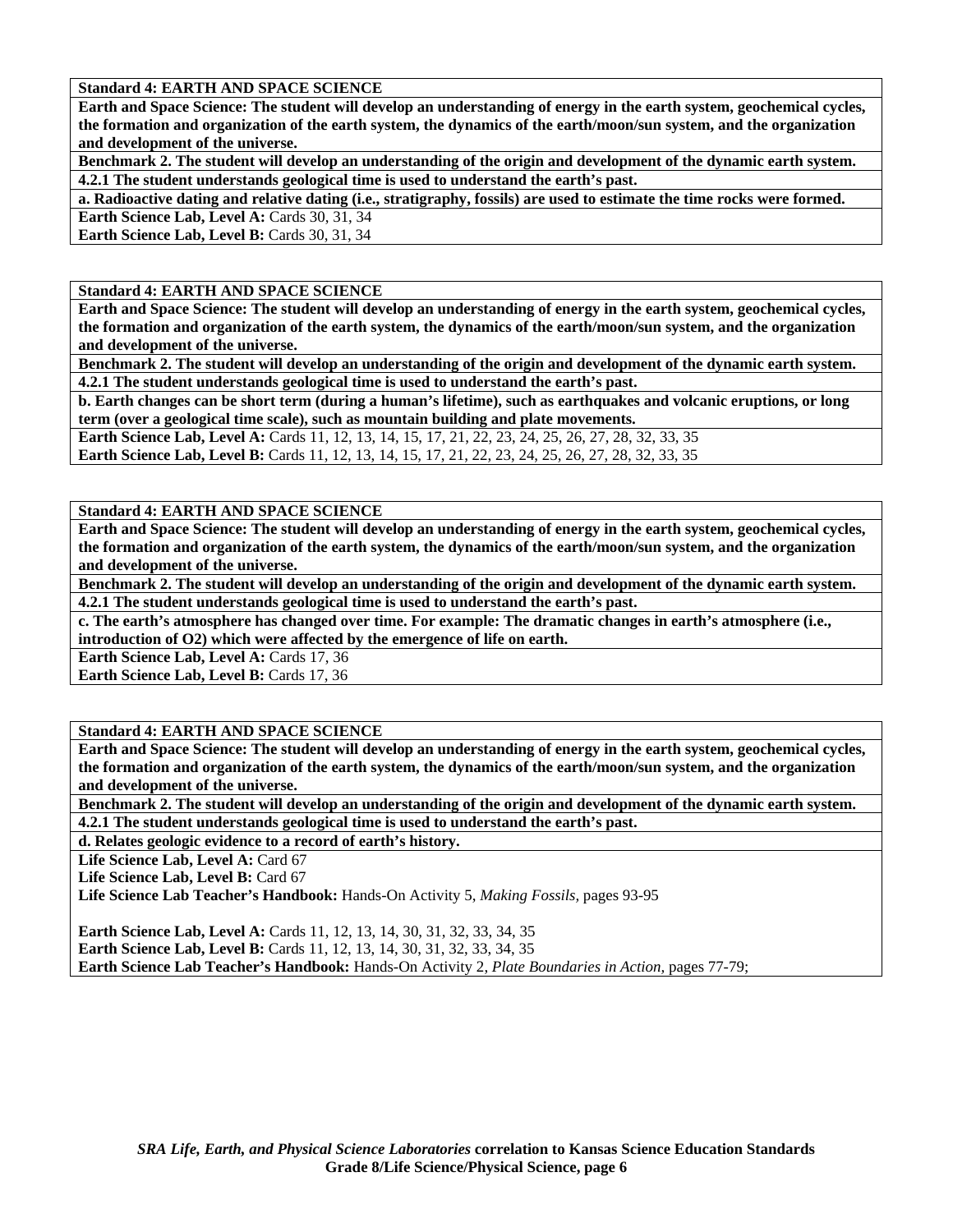**Standard 4: EARTH AND SPACE SCIENCE**

**Earth and Space Science: The student will develop an understanding of energy in the earth system, geochemical cycles, the formation and organization of the earth system, the dynamics of the earth/moon/sun system, and the organization and development of the universe.**

**Benchmark 2. The student will develop an understanding of the origin and development of the dynamic earth system.**

**4.2.1 The student understands geological time is used to understand the earth's past.**

**a. Radioactive dating and relative dating (i.e., stratigraphy, fossils) are used to estimate the time rocks were formed.**

**Earth Science Lab, Level A:** Cards 30, 31, 34

**Earth Science Lab, Level B:** Cards 30, 31, 34

**Standard 4: EARTH AND SPACE SCIENCE**

**Earth and Space Science: The student will develop an understanding of energy in the earth system, geochemical cycles, the formation and organization of the earth system, the dynamics of the earth/moon/sun system, and the organization and development of the universe.**

**Benchmark 2. The student will develop an understanding of the origin and development of the dynamic earth system.**

**4.2.1 The student understands geological time is used to understand the earth's past.**

**b. Earth changes can be short term (during a human's lifetime), such as earthquakes and volcanic eruptions, or long term (over a geological time scale), such as mountain building and plate movements.**

**Earth Science Lab, Level A:** Cards 11, 12, 13, 14, 15, 17, 21, 22, 23, 24, 25, 26, 27, 28, 32, 33, 35

**Earth Science Lab, Level B:** Cards 11, 12, 13, 14, 15, 17, 21, 22, 23, 24, 25, 26, 27, 28, 32, 33, 35

**Standard 4: EARTH AND SPACE SCIENCE**

**Earth and Space Science: The student will develop an understanding of energy in the earth system, geochemical cycles, the formation and organization of the earth system, the dynamics of the earth/moon/sun system, and the organization and development of the universe.**

**Benchmark 2. The student will develop an understanding of the origin and development of the dynamic earth system.**

**4.2.1 The student understands geological time is used to understand the earth's past.**

**c. The earth's atmosphere has changed over time. For example: The dramatic changes in earth's atmosphere (i.e., introduction of O2) which were affected by the emergence of life on earth.**

**Earth Science Lab, Level A:** Cards 17, 36

**Earth Science Lab, Level B:** Cards 17, 36

**Standard 4: EARTH AND SPACE SCIENCE**

**Earth and Space Science: The student will develop an understanding of energy in the earth system, geochemical cycles, the formation and organization of the earth system, the dynamics of the earth/moon/sun system, and the organization and development of the universe.**

**Benchmark 2. The student will develop an understanding of the origin and development of the dynamic earth system.**

**4.2.1 The student understands geological time is used to understand the earth's past.**

**d. Relates geologic evidence to a record of earth's history.**

**Life Science Lab, Level A:** Card 67

**Life Science Lab, Level B:** Card 67

**Life Science Lab Teacher's Handbook:** Hands-On Activity 5, *Making Fossils,* pages 93-95

**Earth Science Lab, Level A:** Cards 11, 12, 13, 14, 30, 31, 32, 33, 34, 35

**Earth Science Lab, Level B:** Cards 11, 12, 13, 14, 30, 31, 32, 33, 34, 35

**Earth Science Lab Teacher's Handbook:** Hands-On Activity 2, *Plate Boundaries in Action,* pages 77-79;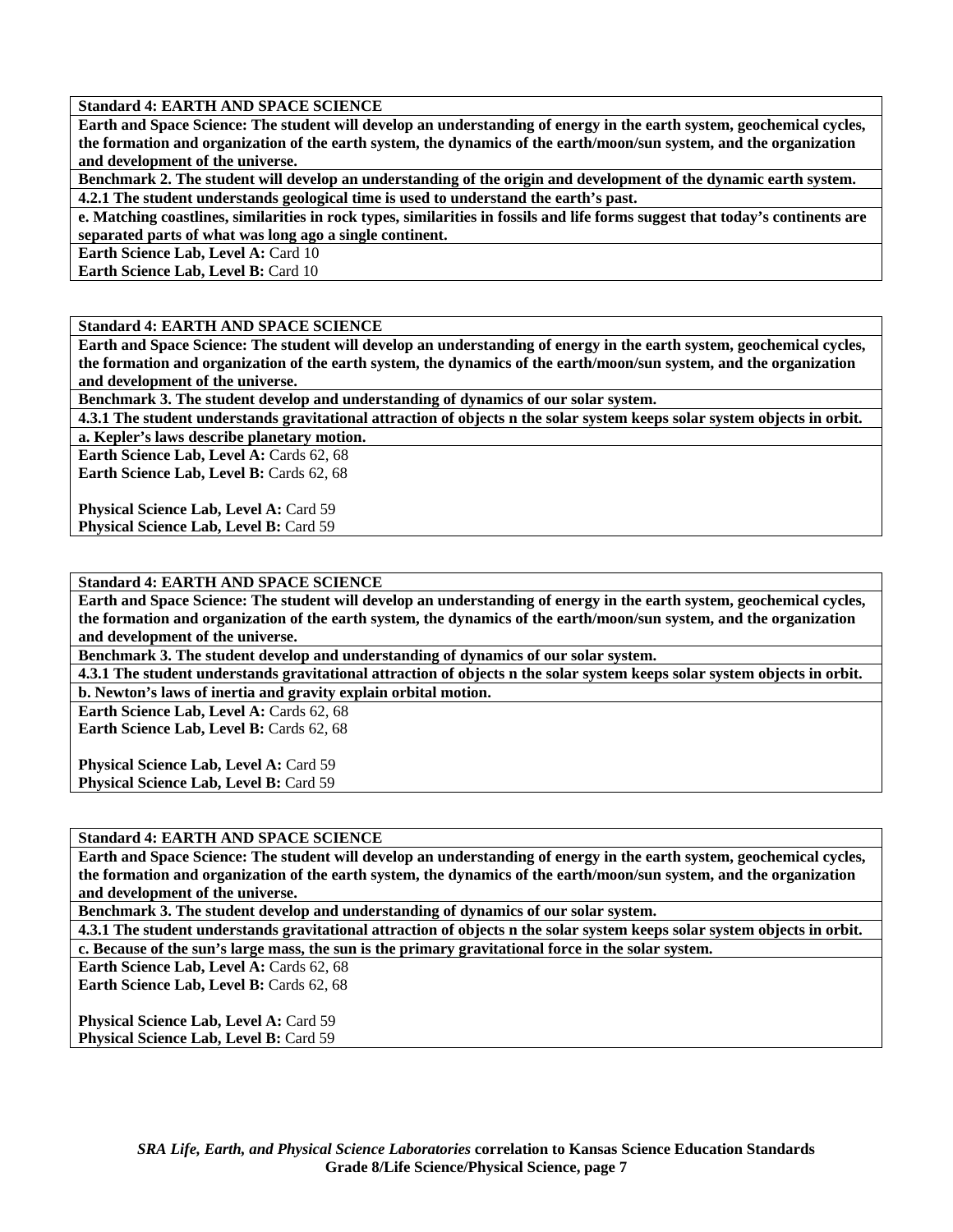**Standard 4: EARTH AND SPACE SCIENCE**

**Earth and Space Science: The student will develop an understanding of energy in the earth system, geochemical cycles, the formation and organization of the earth system, the dynamics of the earth/moon/sun system, and the organization and development of the universe.**

**Benchmark 2. The student will develop an understanding of the origin and development of the dynamic earth system.**

**4.2.1 The student understands geological time is used to understand the earth's past.**

**e. Matching coastlines, similarities in rock types, similarities in fossils and life forms suggest that today's continents are separated parts of what was long ago a single continent.**

**Earth Science Lab, Level A:** Card 10
**Earth Science Lab, Level B:** Card 10

---

**Standard 4: EARTH AND SPACE SCIENCE**

**Earth and Space Science: The student will develop an understanding of energy in the earth system, geochemical cycles, the formation and organization of the earth system, the dynamics of the earth/moon/sun system, and the organization and development of the universe.**

**Benchmark 3. The student develop and understanding of dynamics of our solar system.**

**4.3.1 The student understands gravitational attraction of objects n the solar system keeps solar system objects in orbit.**

**a. Kepler's laws describe planetary motion.**

**Earth Science Lab, Level A:** Cards 62, 68
**Earth Science Lab, Level B:** Cards 62, 68

**Physical Science Lab, Level A:** Card 59
**Physical Science Lab, Level B:** Card 59

---

**Standard 4: EARTH AND SPACE SCIENCE**

**Earth and Space Science: The student will develop an understanding of energy in the earth system, geochemical cycles, the formation and organization of the earth system, the dynamics of the earth/moon/sun system, and the organization and development of the universe.**

**Benchmark 3. The student develop and understanding of dynamics of our solar system.**

**4.3.1 The student understands gravitational attraction of objects n the solar system keeps solar system objects in orbit.**

**b. Newton's laws of inertia and gravity explain orbital motion.**

**Earth Science Lab, Level A:** Cards 62, 68
**Earth Science Lab, Level B:** Cards 62, 68

**Physical Science Lab, Level A:** Card 59
**Physical Science Lab, Level B:** Card 59

---

**Standard 4: EARTH AND SPACE SCIENCE**

**Earth and Space Science: The student will develop an understanding of energy in the earth system, geochemical cycles, the formation and organization of the earth system, the dynamics of the earth/moon/sun system, and the organization and development of the universe.**

**Benchmark 3. The student develop and understanding of dynamics of our solar system.**

**4.3.1 The student understands gravitational attraction of objects n the solar system keeps solar system objects in orbit.**

**c. Because of the sun's large mass, the sun is the primary gravitational force in the solar system.**

**Earth Science Lab, Level A:** Cards 62, 68
**Earth Science Lab, Level B:** Cards 62, 68

**Physical Science Lab, Level A:** Card 59
**Physical Science Lab, Level B:** Card 59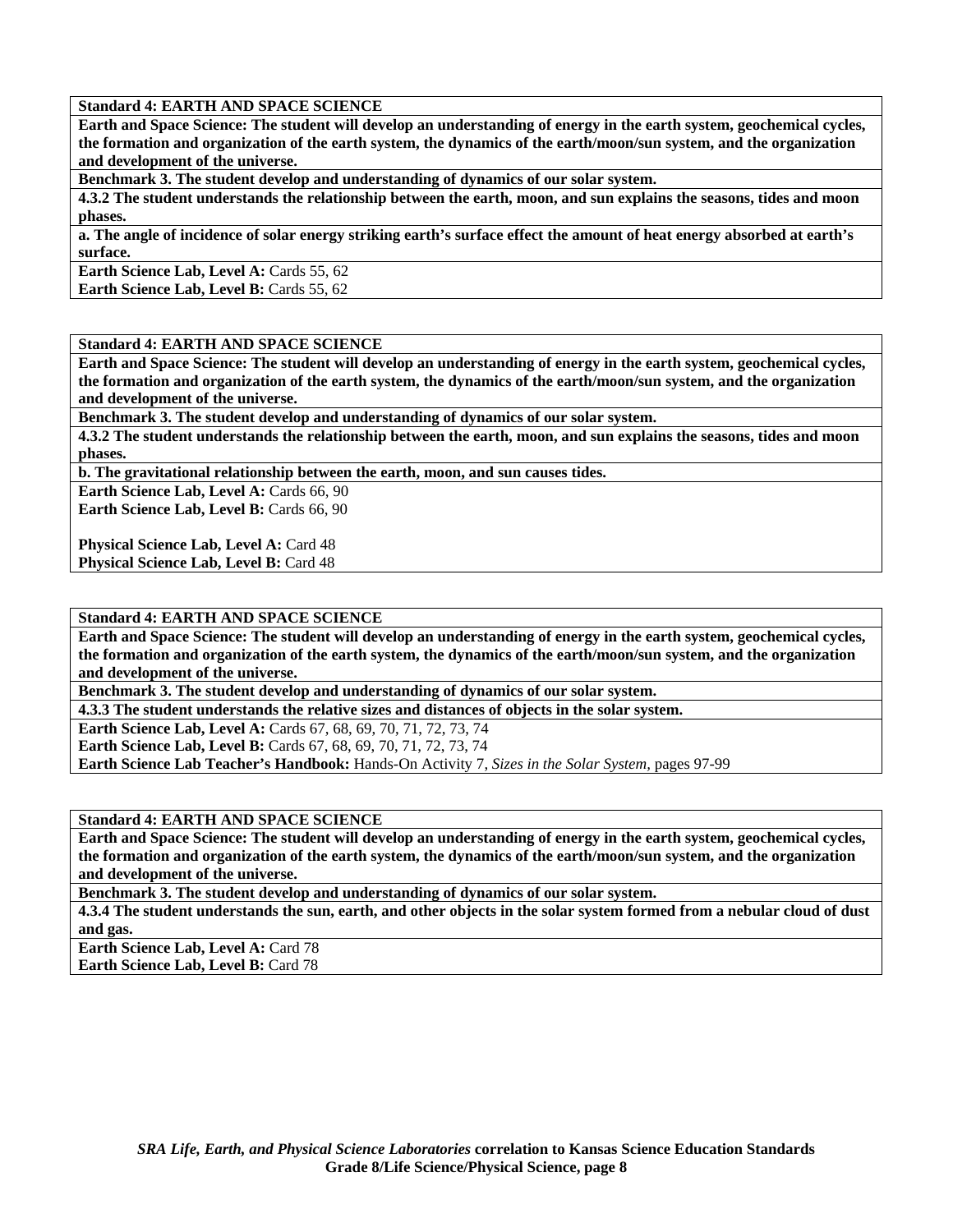**Standard 4: EARTH AND SPACE SCIENCE**

**Earth and Space Science: The student will develop an understanding of energy in the earth system, geochemical cycles, the formation and organization of the earth system, the dynamics of the earth/moon/sun system, and the organization and development of the universe.**

**Benchmark 3. The student develop and understanding of dynamics of our solar system.**

**4.3.2 The student understands the relationship between the earth, moon, and sun explains the seasons, tides and moon phases.**

**a. The angle of incidence of solar energy striking earth's surface effect the amount of heat energy absorbed at earth's surface.**

**Earth Science Lab, Level A:** Cards 55, 62
**Earth Science Lab, Level B:** Cards 55, 62

**Standard 4: EARTH AND SPACE SCIENCE**

**Earth and Space Science: The student will develop an understanding of energy in the earth system, geochemical cycles, the formation and organization of the earth system, the dynamics of the earth/moon/sun system, and the organization and development of the universe.**

**Benchmark 3. The student develop and understanding of dynamics of our solar system.**

**4.3.2 The student understands the relationship between the earth, moon, and sun explains the seasons, tides and moon phases.**

**b. The gravitational relationship between the earth, moon, and sun causes tides.**

**Earth Science Lab, Level A:** Cards 66, 90
**Earth Science Lab, Level B:** Cards 66, 90

**Physical Science Lab, Level A:** Card 48
**Physical Science Lab, Level B:** Card 48

**Standard 4: EARTH AND SPACE SCIENCE**

**Earth and Space Science: The student will develop an understanding of energy in the earth system, geochemical cycles, the formation and organization of the earth system, the dynamics of the earth/moon/sun system, and the organization and development of the universe.**

**Benchmark 3. The student develop and understanding of dynamics of our solar system.**

**4.3.3 The student understands the relative sizes and distances of objects in the solar system.**

**Earth Science Lab, Level A:** Cards 67, 68, 69, 70, 71, 72, 73, 74
**Earth Science Lab, Level B:** Cards 67, 68, 69, 70, 71, 72, 73, 74
**Earth Science Lab Teacher's Handbook:** Hands-On Activity 7, *Sizes in the Solar System,* pages 97-99

**Standard 4: EARTH AND SPACE SCIENCE**

**Earth and Space Science: The student will develop an understanding of energy in the earth system, geochemical cycles, the formation and organization of the earth system, the dynamics of the earth/moon/sun system, and the organization and development of the universe.**

**Benchmark 3. The student develop and understanding of dynamics of our solar system.**

**4.3.4 The student understands the sun, earth, and other objects in the solar system formed from a nebular cloud of dust and gas.**

**Earth Science Lab, Level A:** Card 78
**Earth Science Lab, Level B:** Card 78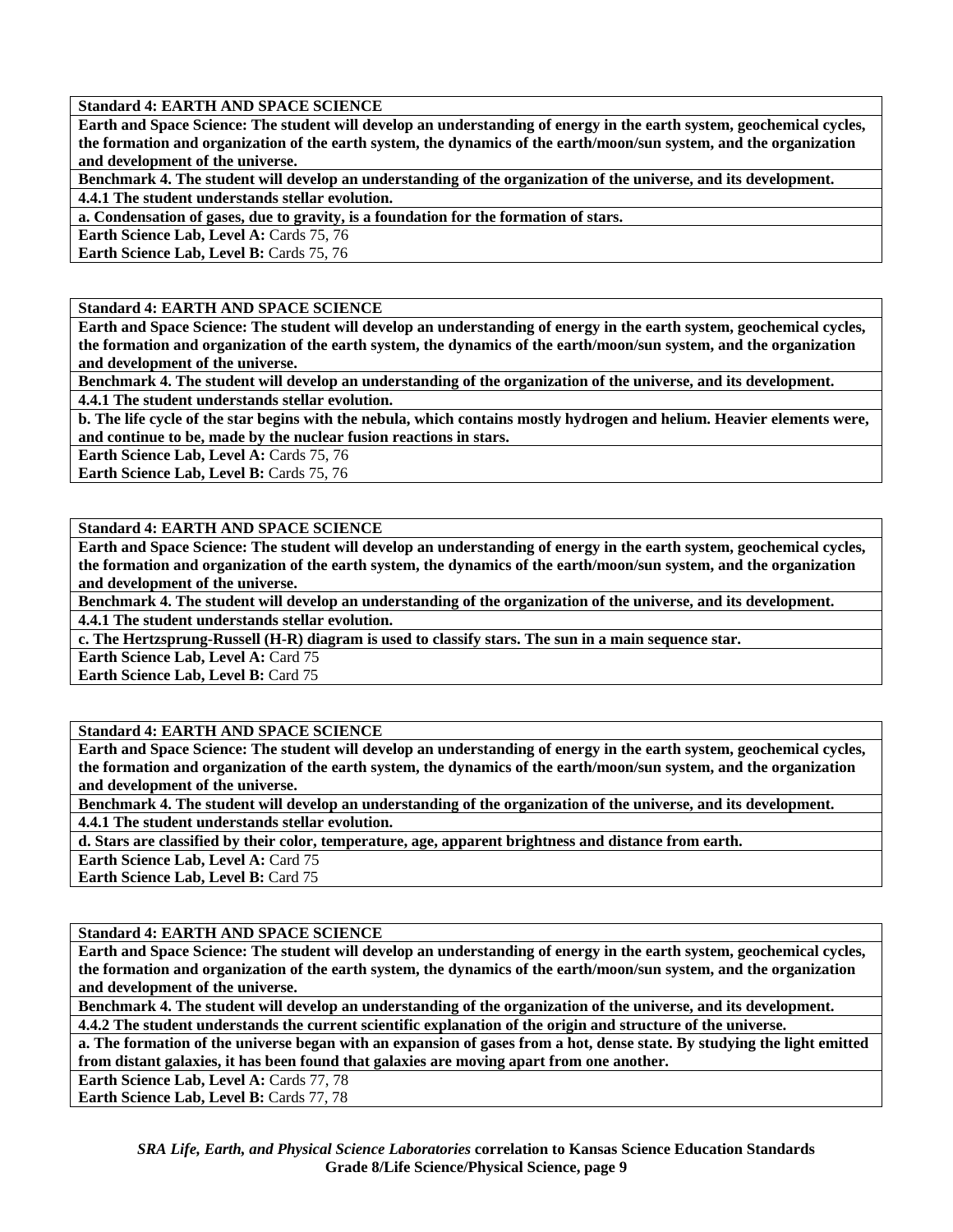**Standard 4: EARTH AND SPACE SCIENCE**

**Earth and Space Science: The student will develop an understanding of energy in the earth system, geochemical cycles, the formation and organization of the earth system, the dynamics of the earth/moon/sun system, and the organization and development of the universe.**

**Benchmark 4. The student will develop an understanding of the organization of the universe, and its development.**

**4.4.1 The student understands stellar evolution.**

**a. Condensation of gases, due to gravity, is a foundation for the formation of stars.**

**Earth Science Lab, Level A:** Cards 75, 76

**Earth Science Lab, Level B:** Cards 75, 76

---

**Standard 4: EARTH AND SPACE SCIENCE**

**Earth and Space Science: The student will develop an understanding of energy in the earth system, geochemical cycles, the formation and organization of the earth system, the dynamics of the earth/moon/sun system, and the organization and development of the universe.**

**Benchmark 4. The student will develop an understanding of the organization of the universe, and its development.**

**4.4.1 The student understands stellar evolution.**

**b. The life cycle of the star begins with the nebula, which contains mostly hydrogen and helium. Heavier elements were, and continue to be, made by the nuclear fusion reactions in stars.**

**Earth Science Lab, Level A:** Cards 75, 76

**Earth Science Lab, Level B:** Cards 75, 76

---

**Standard 4: EARTH AND SPACE SCIENCE**

**Earth and Space Science: The student will develop an understanding of energy in the earth system, geochemical cycles, the formation and organization of the earth system, the dynamics of the earth/moon/sun system, and the organization and development of the universe.**

**Benchmark 4. The student will develop an understanding of the organization of the universe, and its development.**

**4.4.1 The student understands stellar evolution.**

**c. The Hertzsprung-Russell (H-R) diagram is used to classify stars. The sun in a main sequence star.**

**Earth Science Lab, Level A:** Card 75

**Earth Science Lab, Level B:** Card 75

---

**Standard 4: EARTH AND SPACE SCIENCE**

**Earth and Space Science: The student will develop an understanding of energy in the earth system, geochemical cycles, the formation and organization of the earth system, the dynamics of the earth/moon/sun system, and the organization and development of the universe.**

**Benchmark 4. The student will develop an understanding of the organization of the universe, and its development.**

**4.4.1 The student understands stellar evolution.**

**d. Stars are classified by their color, temperature, age, apparent brightness and distance from earth.**

**Earth Science Lab, Level A:** Card 75

**Earth Science Lab, Level B:** Card 75

---

**Standard 4: EARTH AND SPACE SCIENCE**

**Earth and Space Science: The student will develop an understanding of energy in the earth system, geochemical cycles, the formation and organization of the earth system, the dynamics of the earth/moon/sun system, and the organization and development of the universe.**

**Benchmark 4. The student will develop an understanding of the organization of the universe, and its development.**

**4.4.2 The student understands the current scientific explanation of the origin and structure of the universe.**

**a. The formation of the universe began with an expansion of gases from a hot, dense state. By studying the light emitted from distant galaxies, it has been found that galaxies are moving apart from one another.**

**Earth Science Lab, Level A:** Cards 77, 78

**Earth Science Lab, Level B:** Cards 77, 78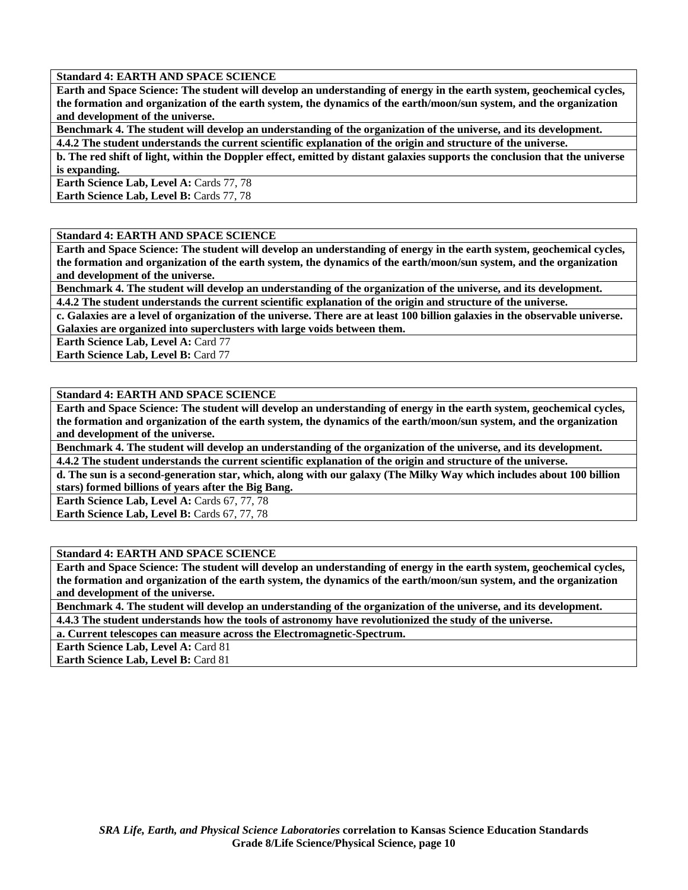**Standard 4: EARTH AND SPACE SCIENCE**

**Earth and Space Science: The student will develop an understanding of energy in the earth system, geochemical cycles, the formation and organization of the earth system, the dynamics of the earth/moon/sun system, and the organization and development of the universe.**

**Benchmark 4. The student will develop an understanding of the organization of the universe, and its development.**

**4.4.2 The student understands the current scientific explanation of the origin and structure of the universe.**

**b. The red shift of light, within the Doppler effect, emitted by distant galaxies supports the conclusion that the universe is expanding.**

**Earth Science Lab, Level A:** Cards 77, 78

**Earth Science Lab, Level B:** Cards 77, 78

---

**Standard 4: EARTH AND SPACE SCIENCE**

**Earth and Space Science: The student will develop an understanding of energy in the earth system, geochemical cycles, the formation and organization of the earth system, the dynamics of the earth/moon/sun system, and the organization and development of the universe.**

**Benchmark 4. The student will develop an understanding of the organization of the universe, and its development.**

**4.4.2 The student understands the current scientific explanation of the origin and structure of the universe.**

**c. Galaxies are a level of organization of the universe. There are at least 100 billion galaxies in the observable universe. Galaxies are organized into superclusters with large voids between them.**

**Earth Science Lab, Level A:** Card 77

**Earth Science Lab, Level B:** Card 77

---

**Standard 4: EARTH AND SPACE SCIENCE**

**Earth and Space Science: The student will develop an understanding of energy in the earth system, geochemical cycles, the formation and organization of the earth system, the dynamics of the earth/moon/sun system, and the organization and development of the universe.**

**Benchmark 4. The student will develop an understanding of the organization of the universe, and its development.**

**4.4.2 The student understands the current scientific explanation of the origin and structure of the universe.**

**d. The sun is a second-generation star, which, along with our galaxy (The Milky Way which includes about 100 billion stars) formed billions of years after the Big Bang.**

**Earth Science Lab, Level A:** Cards 67, 77, 78

**Earth Science Lab, Level B:** Cards 67, 77, 78

---

**Standard 4: EARTH AND SPACE SCIENCE**

**Earth and Space Science: The student will develop an understanding of energy in the earth system, geochemical cycles, the formation and organization of the earth system, the dynamics of the earth/moon/sun system, and the organization and development of the universe.**

**Benchmark 4. The student will develop an understanding of the organization of the universe, and its development.**

**4.4.3 The student understands how the tools of astronomy have revolutionized the study of the universe.**

**a. Current telescopes can measure across the Electromagnetic-Spectrum.**

**Earth Science Lab, Level A:** Card 81

**Earth Science Lab, Level B:** Card 81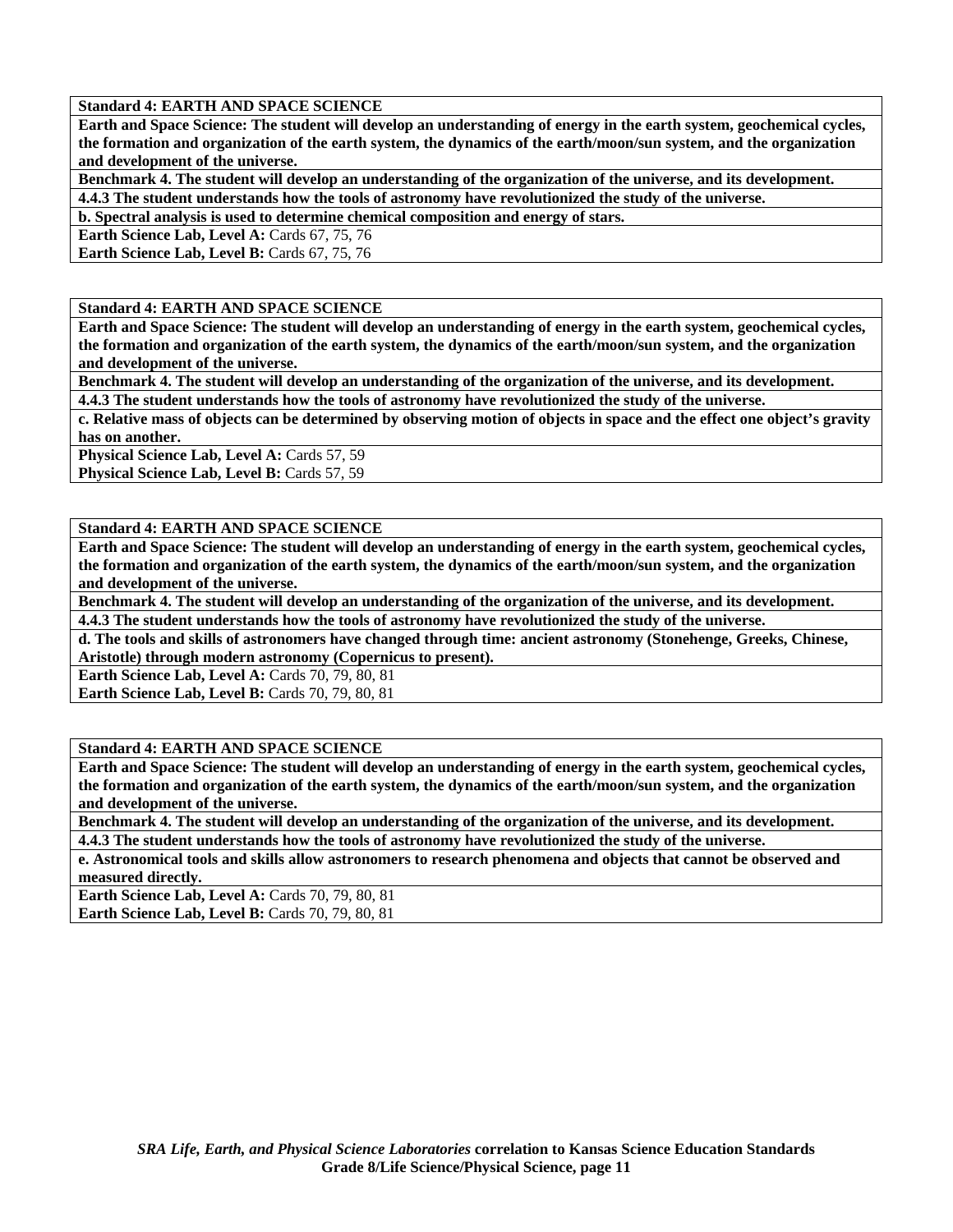**Standard 4: EARTH AND SPACE SCIENCE**

**Earth and Space Science: The student will develop an understanding of energy in the earth system, geochemical cycles, the formation and organization of the earth system, the dynamics of the earth/moon/sun system, and the organization and development of the universe.**

**Benchmark 4. The student will develop an understanding of the organization of the universe, and its development.**

**4.4.3 The student understands how the tools of astronomy have revolutionized the study of the universe.**

**b. Spectral analysis is used to determine chemical composition and energy of stars.**

**Earth Science Lab, Level A:** Cards 67, 75, 76
**Earth Science Lab, Level B:** Cards 67, 75, 76

**Standard 4: EARTH AND SPACE SCIENCE**

**Earth and Space Science: The student will develop an understanding of energy in the earth system, geochemical cycles, the formation and organization of the earth system, the dynamics of the earth/moon/sun system, and the organization and development of the universe.**

**Benchmark 4. The student will develop an understanding of the organization of the universe, and its development.**

**4.4.3 The student understands how the tools of astronomy have revolutionized the study of the universe.**

**c. Relative mass of objects can be determined by observing motion of objects in space and the effect one object's gravity has on another.**

**Physical Science Lab, Level A:** Cards 57, 59
**Physical Science Lab, Level B:** Cards 57, 59

**Standard 4: EARTH AND SPACE SCIENCE**

**Earth and Space Science: The student will develop an understanding of energy in the earth system, geochemical cycles, the formation and organization of the earth system, the dynamics of the earth/moon/sun system, and the organization and development of the universe.**

**Benchmark 4. The student will develop an understanding of the organization of the universe, and its development.**

**4.4.3 The student understands how the tools of astronomy have revolutionized the study of the universe.**

**d. The tools and skills of astronomers have changed through time: ancient astronomy (Stonehenge, Greeks, Chinese, Aristotle) through modern astronomy (Copernicus to present).**

**Earth Science Lab, Level A:** Cards 70, 79, 80, 81
**Earth Science Lab, Level B:** Cards 70, 79, 80, 81

**Standard 4: EARTH AND SPACE SCIENCE**

**Earth and Space Science: The student will develop an understanding of energy in the earth system, geochemical cycles, the formation and organization of the earth system, the dynamics of the earth/moon/sun system, and the organization and development of the universe.**

**Benchmark 4. The student will develop an understanding of the organization of the universe, and its development.**

**4.4.3 The student understands how the tools of astronomy have revolutionized the study of the universe.**

**e. Astronomical tools and skills allow astronomers to research phenomena and objects that cannot be observed and measured directly.**

**Earth Science Lab, Level A:** Cards 70, 79, 80, 81
**Earth Science Lab, Level B:** Cards 70, 79, 80, 81